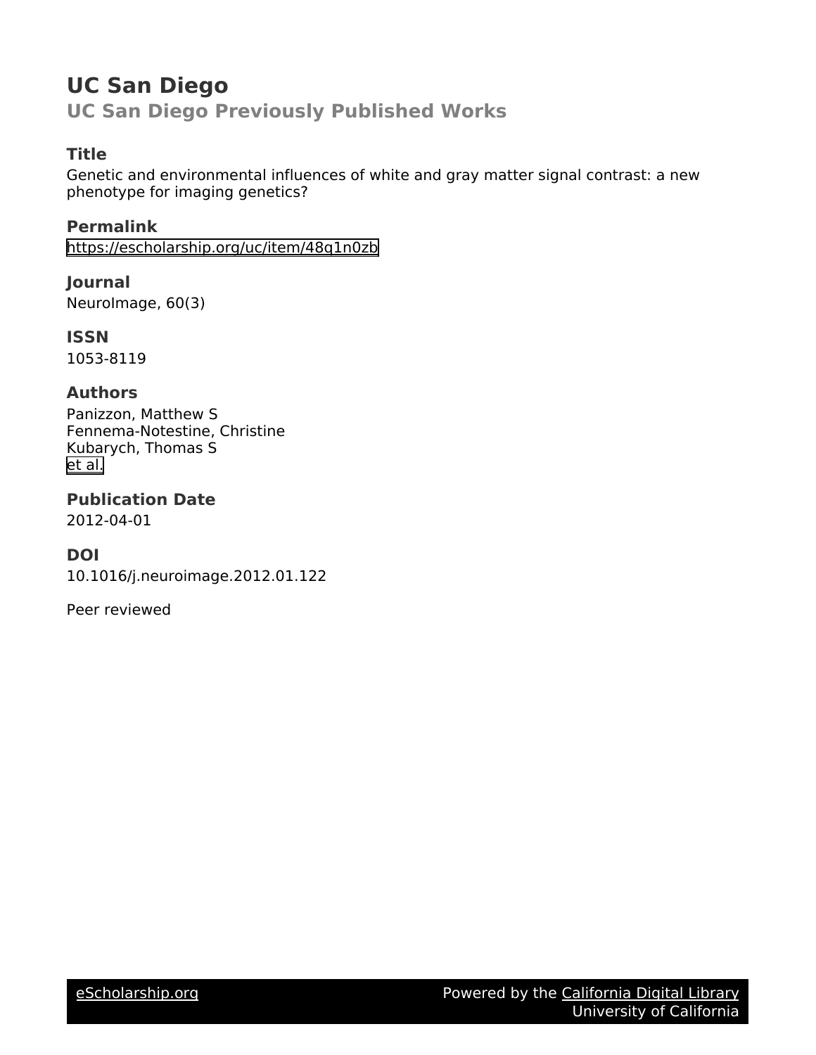# UC San Diego

## UC San Diego Previously Published Works

### Title

Genetic and environmental influences of white and gray matter signal contrast: a new phenotype for imaging genetics?

### Permalink

https://escholarship.org/uc/item/48q1n0zb

### Journal

NeuroImage, 60(3)

### ISSN

1053-8119

### Authors

Panizzon, Matthew S
Fennema-Notestine, Christine
Kubarych, Thomas S
et al.

### Publication Date

2012-04-01

### DOI

10.1016/j.neuroimage.2012.01.122

Peer reviewed

eScholarship.org Powered by the California Digital Library University of California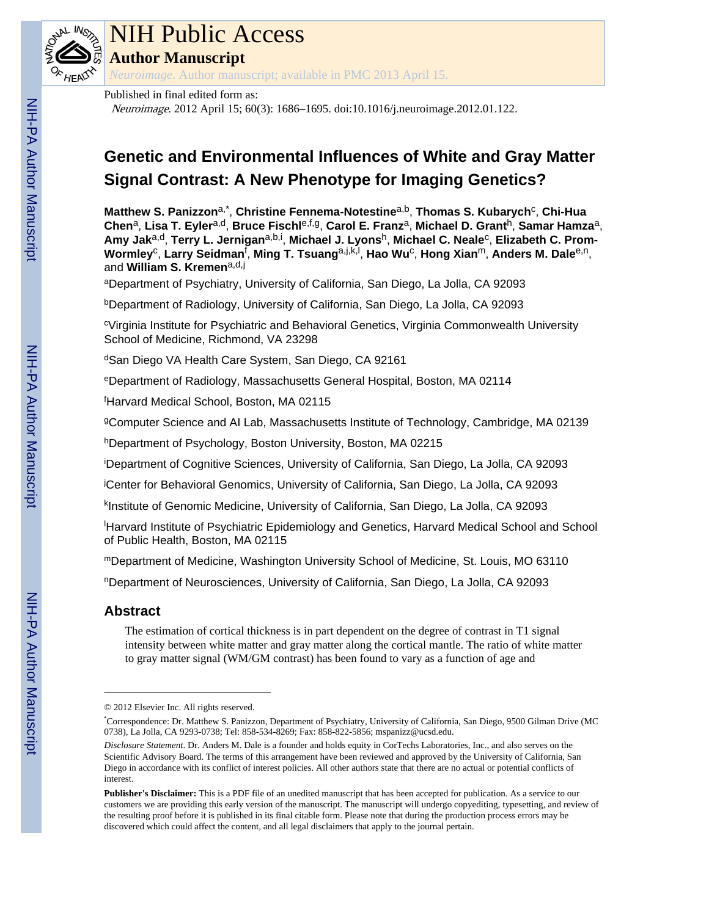# NIH Public Access

## Author Manuscript

*Neuroimage*. Author manuscript; available in PMC 2013 April 15.

Published in final edited form as:

*Neuroimage*. 2012 April 15; 60(3): 1686–1695. doi:10.1016/j.neuroimage.2012.01.122.

# Genetic and Environmental Influences of White and Gray Matter Signal Contrast: A New Phenotype for Imaging Genetics?

**Matthew S. Panizzon**[a,*], **Christine Fennema-Notestine**[a,b], **Thomas S. Kubarych**[c], **Chi-Hua Chen**[a], **Lisa T. Eyler**[a,d], **Bruce Fischl**[e,f,g], **Carol E. Franz**[a], **Michael D. Grant**[h], **Samar Hamza**[a], **Amy Jak**[a,d], **Terry L. Jernigan**[a,b,i], **Michael J. Lyons**[h], **Michael C. Neale**[c], **Elizabeth C. Prom-Wormley**[c], **Larry Seidman**[f], **Ming T. Tsuang**[a,j,k,l], **Hao Wu**[c], **Hong Xian**[m], **Anders M. Dale**[e,n], and **William S. Kremen**[a,d,j]

[a]Department of Psychiatry, University of California, San Diego, La Jolla, CA 92093

[b]Department of Radiology, University of California, San Diego, La Jolla, CA 92093

[c]Virginia Institute for Psychiatric and Behavioral Genetics, Virginia Commonwealth University School of Medicine, Richmond, VA 23298

[d]San Diego VA Health Care System, San Diego, CA 92161

[e]Department of Radiology, Massachusetts General Hospital, Boston, MA 02114

[f]Harvard Medical School, Boston, MA 02115

[g]Computer Science and AI Lab, Massachusetts Institute of Technology, Cambridge, MA 02139

[h]Department of Psychology, Boston University, Boston, MA 02215

[i]Department of Cognitive Sciences, University of California, San Diego, La Jolla, CA 92093

[j]Center for Behavioral Genomics, University of California, San Diego, La Jolla, CA 92093

[k]Institute of Genomic Medicine, University of California, San Diego, La Jolla, CA 92093

[l]Harvard Institute of Psychiatric Epidemiology and Genetics, Harvard Medical School and School of Public Health, Boston, MA 02115

[m]Department of Medicine, Washington University School of Medicine, St. Louis, MO 63110

[n]Department of Neurosciences, University of California, San Diego, La Jolla, CA 92093

## Abstract

The estimation of cortical thickness is in part dependent on the degree of contrast in T1 signal intensity between white matter and gray matter along the cortical mantle. The ratio of white matter to gray matter signal (WM/GM contrast) has been found to vary as a function of age and

---

© 2012 Elsevier Inc. All rights reserved.

*Correspondence: Dr. Matthew S. Panizzon, Department of Psychiatry, University of California, San Diego, 9500 Gilman Drive (MC 0738), La Jolla, CA 9293-0738; Tel: 858-534-8269; Fax: 858-822-5856; mspanizz@ucsd.edu.

*Disclosure Statement*. Dr. Anders M. Dale is a founder and holds equity in CorTechs Laboratories, Inc., and also serves on the Scientific Advisory Board. The terms of this arrangement have been reviewed and approved by the University of California, San Diego in accordance with its conflict of interest policies. All other authors state that there are no actual or potential conflicts of interest.

**Publisher's Disclaimer:** This is a PDF file of an unedited manuscript that has been accepted for publication. As a service to our customers we are providing this early version of the manuscript. The manuscript will undergo copyediting, typesetting, and review of the resulting proof before it is published in its final citable form. Please note that during the production process errors may be discovered which could affect the content, and all legal disclaimers that apply to the journal pertain.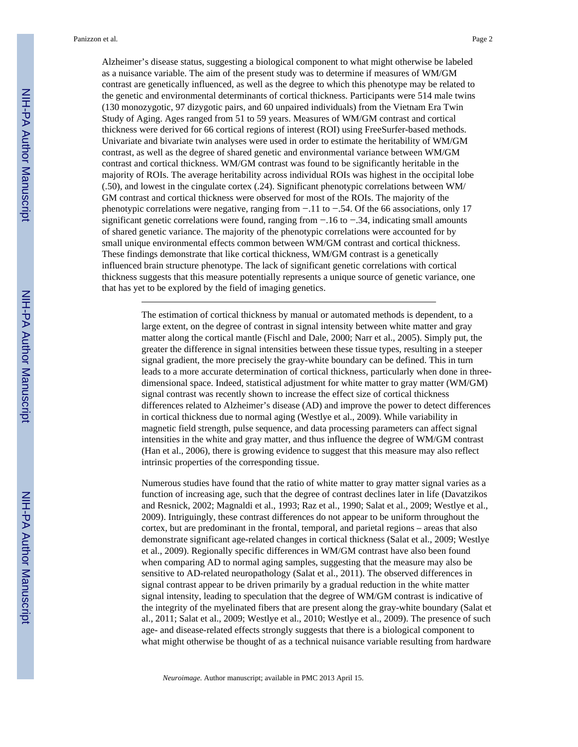Alzheimer's disease status, suggesting a biological component to what might otherwise be labeled as a nuisance variable. The aim of the present study was to determine if measures of WM/GM contrast are genetically influenced, as well as the degree to which this phenotype may be related to the genetic and environmental determinants of cortical thickness. Participants were 514 male twins (130 monozygotic, 97 dizygotic pairs, and 60 unpaired individuals) from the Vietnam Era Twin Study of Aging. Ages ranged from 51 to 59 years. Measures of WM/GM contrast and cortical thickness were derived for 66 cortical regions of interest (ROI) using FreeSurfer-based methods. Univariate and bivariate twin analyses were used in order to estimate the heritability of WM/GM contrast, as well as the degree of shared genetic and environmental variance between WM/GM contrast and cortical thickness. WM/GM contrast was found to be significantly heritable in the majority of ROIs. The average heritability across individual ROIs was highest in the occipital lobe (.50), and lowest in the cingulate cortex (.24). Significant phenotypic correlations between WM/GM contrast and cortical thickness were observed for most of the ROIs. The majority of the phenotypic correlations were negative, ranging from −.11 to −.54. Of the 66 associations, only 17 significant genetic correlations were found, ranging from −.16 to −.34, indicating small amounts of shared genetic variance. The majority of the phenotypic correlations were accounted for by small unique environmental effects common between WM/GM contrast and cortical thickness. These findings demonstrate that like cortical thickness, WM/GM contrast is a genetically influenced brain structure phenotype. The lack of significant genetic correlations with cortical thickness suggests that this measure potentially represents a unique source of genetic variance, one that has yet to be explored by the field of imaging genetics.

---

The estimation of cortical thickness by manual or automated methods is dependent, to a large extent, on the degree of contrast in signal intensity between white matter and gray matter along the cortical mantle (Fischl and Dale, 2000; Narr et al., 2005). Simply put, the greater the difference in signal intensities between these tissue types, resulting in a steeper signal gradient, the more precisely the gray-white boundary can be defined. This in turn leads to a more accurate determination of cortical thickness, particularly when done in three-dimensional space. Indeed, statistical adjustment for white matter to gray matter (WM/GM) signal contrast was recently shown to increase the effect size of cortical thickness differences related to Alzheimer's disease (AD) and improve the power to detect differences in cortical thickness due to normal aging (Westlye et al., 2009). While variability in magnetic field strength, pulse sequence, and data processing parameters can affect signal intensities in the white and gray matter, and thus influence the degree of WM/GM contrast (Han et al., 2006), there is growing evidence to suggest that this measure may also reflect intrinsic properties of the corresponding tissue.

Numerous studies have found that the ratio of white matter to gray matter signal varies as a function of increasing age, such that the degree of contrast declines later in life (Davatzikos and Resnick, 2002; Magnaldi et al., 1993; Raz et al., 1990; Salat et al., 2009; Westlye et al., 2009). Intriguingly, these contrast differences do not appear to be uniform throughout the cortex, but are predominant in the frontal, temporal, and parietal regions – areas that also demonstrate significant age-related changes in cortical thickness (Salat et al., 2009; Westlye et al., 2009). Regionally specific differences in WM/GM contrast have also been found when comparing AD to normal aging samples, suggesting that the measure may also be sensitive to AD-related neuropathology (Salat et al., 2011). The observed differences in signal contrast appear to be driven primarily by a gradual reduction in the white matter signal intensity, leading to speculation that the degree of WM/GM contrast is indicative of the integrity of the myelinated fibers that are present along the gray-white boundary (Salat et al., 2011; Salat et al., 2009; Westlye et al., 2010; Westlye et al., 2009). The presence of such age- and disease-related effects strongly suggests that there is a biological component to what might otherwise be thought of as a technical nuisance variable resulting from hardware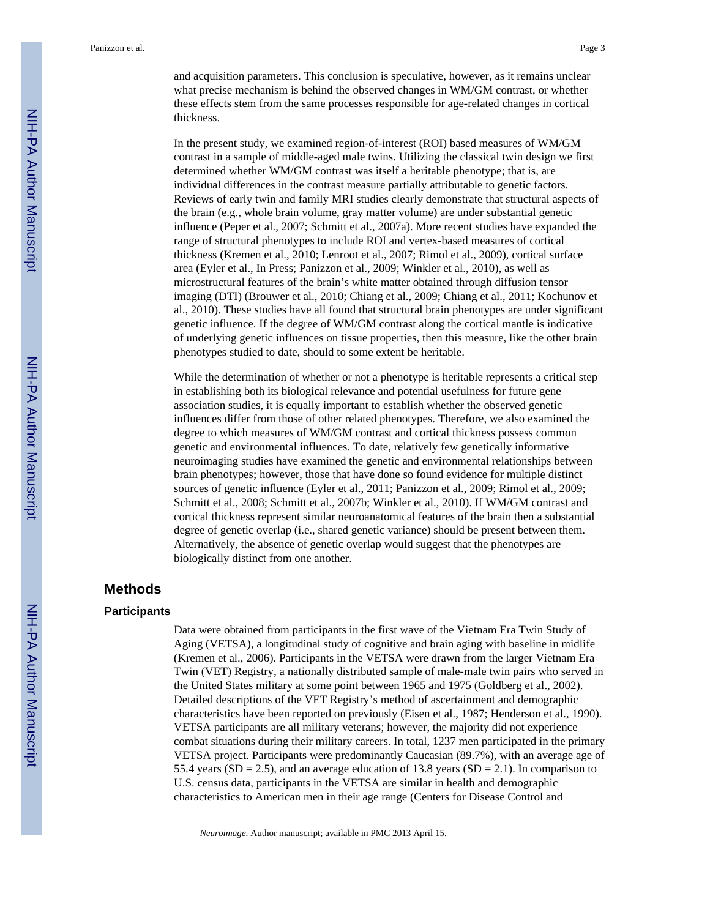and acquisition parameters. This conclusion is speculative, however, as it remains unclear what precise mechanism is behind the observed changes in WM/GM contrast, or whether these effects stem from the same processes responsible for age-related changes in cortical thickness.

In the present study, we examined region-of-interest (ROI) based measures of WM/GM contrast in a sample of middle-aged male twins. Utilizing the classical twin design we first determined whether WM/GM contrast was itself a heritable phenotype; that is, are individual differences in the contrast measure partially attributable to genetic factors. Reviews of early twin and family MRI studies clearly demonstrate that structural aspects of the brain (e.g., whole brain volume, gray matter volume) are under substantial genetic influence (Peper et al., 2007; Schmitt et al., 2007a). More recent studies have expanded the range of structural phenotypes to include ROI and vertex-based measures of cortical thickness (Kremen et al., 2010; Lenroot et al., 2007; Rimol et al., 2009), cortical surface area (Eyler et al., In Press; Panizzon et al., 2009; Winkler et al., 2010), as well as microstructural features of the brain's white matter obtained through diffusion tensor imaging (DTI) (Brouwer et al., 2010; Chiang et al., 2009; Chiang et al., 2011; Kochunov et al., 2010). These studies have all found that structural brain phenotypes are under significant genetic influence. If the degree of WM/GM contrast along the cortical mantle is indicative of underlying genetic influences on tissue properties, then this measure, like the other brain phenotypes studied to date, should to some extent be heritable.

While the determination of whether or not a phenotype is heritable represents a critical step in establishing both its biological relevance and potential usefulness for future gene association studies, it is equally important to establish whether the observed genetic influences differ from those of other related phenotypes. Therefore, we also examined the degree to which measures of WM/GM contrast and cortical thickness possess common genetic and environmental influences. To date, relatively few genetically informative neuroimaging studies have examined the genetic and environmental relationships between brain phenotypes; however, those that have done so found evidence for multiple distinct sources of genetic influence (Eyler et al., 2011; Panizzon et al., 2009; Rimol et al., 2009; Schmitt et al., 2008; Schmitt et al., 2007b; Winkler et al., 2010). If WM/GM contrast and cortical thickness represent similar neuroanatomical features of the brain then a substantial degree of genetic overlap (i.e., shared genetic variance) should be present between them. Alternatively, the absence of genetic overlap would suggest that the phenotypes are biologically distinct from one another.

# Methods

## Participants

Data were obtained from participants in the first wave of the Vietnam Era Twin Study of Aging (VETSA), a longitudinal study of cognitive and brain aging with baseline in midlife (Kremen et al., 2006). Participants in the VETSA were drawn from the larger Vietnam Era Twin (VET) Registry, a nationally distributed sample of male-male twin pairs who served in the United States military at some point between 1965 and 1975 (Goldberg et al., 2002). Detailed descriptions of the VET Registry's method of ascertainment and demographic characteristics have been reported on previously (Eisen et al., 1987; Henderson et al., 1990). VETSA participants are all military veterans; however, the majority did not experience combat situations during their military careers. In total, 1237 men participated in the primary VETSA project. Participants were predominantly Caucasian (89.7%), with an average age of 55.4 years (SD = 2.5), and an average education of 13.8 years (SD = 2.1). In comparison to U.S. census data, participants in the VETSA are similar in health and demographic characteristics to American men in their age range (Centers for Disease Control and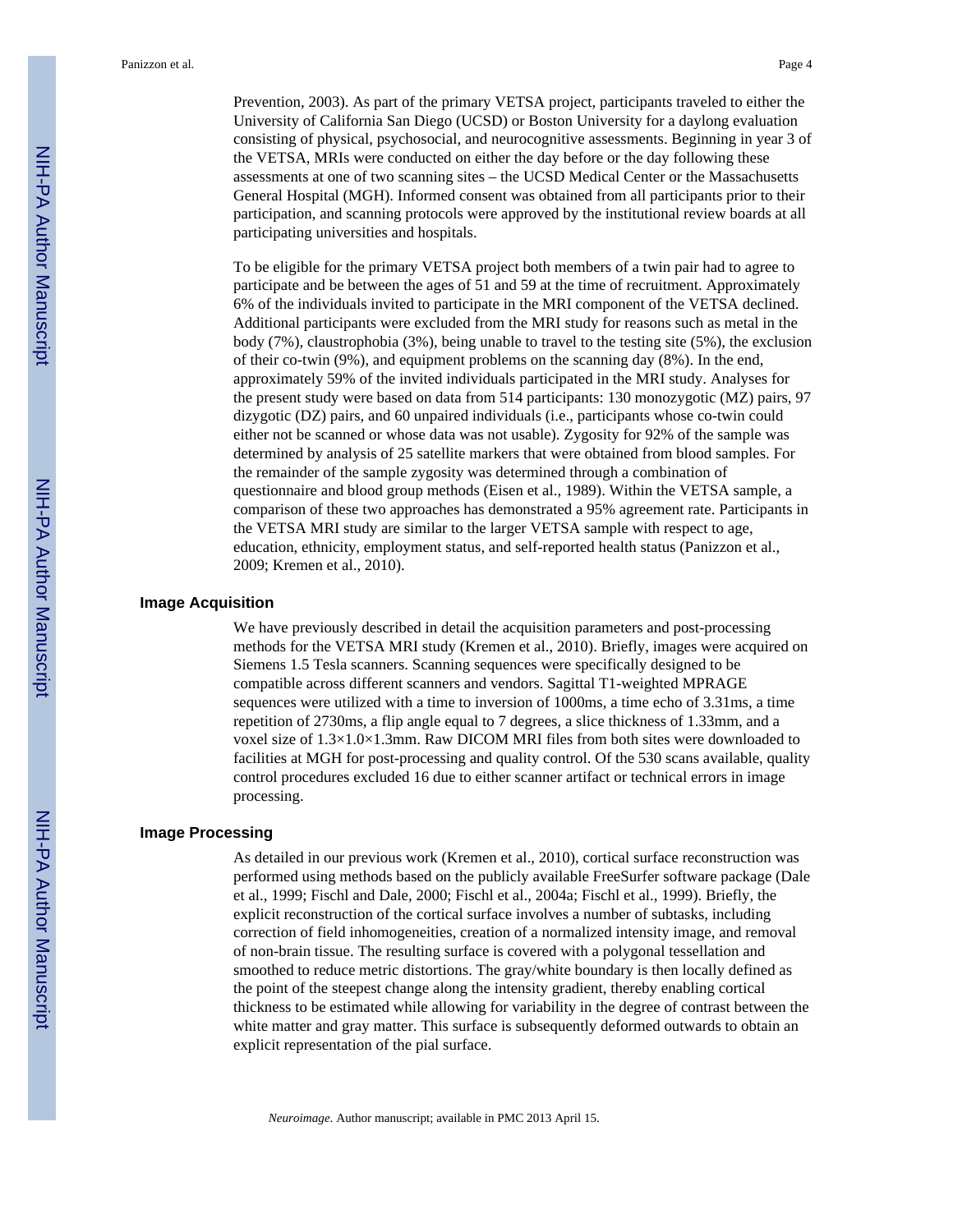Prevention, 2003). As part of the primary VETSA project, participants traveled to either the University of California San Diego (UCSD) or Boston University for a daylong evaluation consisting of physical, psychosocial, and neurocognitive assessments. Beginning in year 3 of the VETSA, MRIs were conducted on either the day before or the day following these assessments at one of two scanning sites – the UCSD Medical Center or the Massachusetts General Hospital (MGH). Informed consent was obtained from all participants prior to their participation, and scanning protocols were approved by the institutional review boards at all participating universities and hospitals.

To be eligible for the primary VETSA project both members of a twin pair had to agree to participate and be between the ages of 51 and 59 at the time of recruitment. Approximately 6% of the individuals invited to participate in the MRI component of the VETSA declined. Additional participants were excluded from the MRI study for reasons such as metal in the body (7%), claustrophobia (3%), being unable to travel to the testing site (5%), the exclusion of their co-twin (9%), and equipment problems on the scanning day (8%). In the end, approximately 59% of the invited individuals participated in the MRI study. Analyses for the present study were based on data from 514 participants: 130 monozygotic (MZ) pairs, 97 dizygotic (DZ) pairs, and 60 unpaired individuals (i.e., participants whose co-twin could either not be scanned or whose data was not usable). Zygosity for 92% of the sample was determined by analysis of 25 satellite markers that were obtained from blood samples. For the remainder of the sample zygosity was determined through a combination of questionnaire and blood group methods (Eisen et al., 1989). Within the VETSA sample, a comparison of these two approaches has demonstrated a 95% agreement rate. Participants in the VETSA MRI study are similar to the larger VETSA sample with respect to age, education, ethnicity, employment status, and self-reported health status (Panizzon et al., 2009; Kremen et al., 2010).

### Image Acquisition

We have previously described in detail the acquisition parameters and post-processing methods for the VETSA MRI study (Kremen et al., 2010). Briefly, images were acquired on Siemens 1.5 Tesla scanners. Scanning sequences were specifically designed to be compatible across different scanners and vendors. Sagittal T1-weighted MPRAGE sequences were utilized with a time to inversion of 1000ms, a time echo of 3.31ms, a time repetition of 2730ms, a flip angle equal to 7 degrees, a slice thickness of 1.33mm, and a voxel size of 1.3×1.0×1.3mm. Raw DICOM MRI files from both sites were downloaded to facilities at MGH for post-processing and quality control. Of the 530 scans available, quality control procedures excluded 16 due to either scanner artifact or technical errors in image processing.

### Image Processing

As detailed in our previous work (Kremen et al., 2010), cortical surface reconstruction was performed using methods based on the publicly available FreeSurfer software package (Dale et al., 1999; Fischl and Dale, 2000; Fischl et al., 2004a; Fischl et al., 1999). Briefly, the explicit reconstruction of the cortical surface involves a number of subtasks, including correction of field inhomogeneities, creation of a normalized intensity image, and removal of non-brain tissue. The resulting surface is covered with a polygonal tessellation and smoothed to reduce metric distortions. The gray/white boundary is then locally defined as the point of the steepest change along the intensity gradient, thereby enabling cortical thickness to be estimated while allowing for variability in the degree of contrast between the white matter and gray matter. This surface is subsequently deformed outwards to obtain an explicit representation of the pial surface.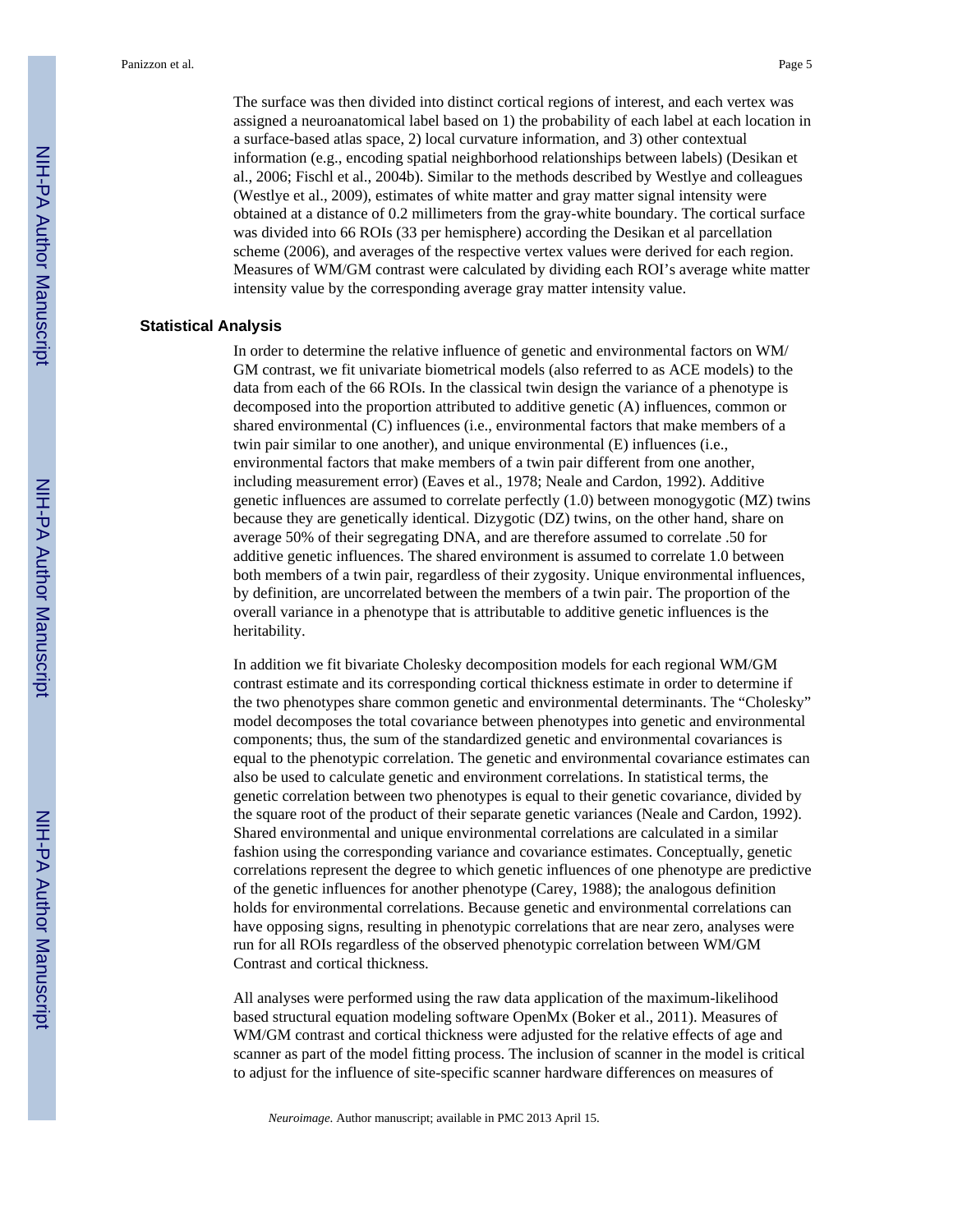The surface was then divided into distinct cortical regions of interest, and each vertex was assigned a neuroanatomical label based on 1) the probability of each label at each location in a surface-based atlas space, 2) local curvature information, and 3) other contextual information (e.g., encoding spatial neighborhood relationships between labels) (Desikan et al., 2006; Fischl et al., 2004b). Similar to the methods described by Westlye and colleagues (Westlye et al., 2009), estimates of white matter and gray matter signal intensity were obtained at a distance of 0.2 millimeters from the gray-white boundary. The cortical surface was divided into 66 ROIs (33 per hemisphere) according the Desikan et al parcellation scheme (2006), and averages of the respective vertex values were derived for each region. Measures of WM/GM contrast were calculated by dividing each ROI's average white matter intensity value by the corresponding average gray matter intensity value.

## Statistical Analysis

In order to determine the relative influence of genetic and environmental factors on WM/GM contrast, we fit univariate biometrical models (also referred to as ACE models) to the data from each of the 66 ROIs. In the classical twin design the variance of a phenotype is decomposed into the proportion attributed to additive genetic (A) influences, common or shared environmental (C) influences (i.e., environmental factors that make members of a twin pair similar to one another), and unique environmental (E) influences (i.e., environmental factors that make members of a twin pair different from one another, including measurement error) (Eaves et al., 1978; Neale and Cardon, 1992). Additive genetic influences are assumed to correlate perfectly (1.0) between monogygotic (MZ) twins because they are genetically identical. Dizygotic (DZ) twins, on the other hand, share on average 50% of their segregating DNA, and are therefore assumed to correlate .50 for additive genetic influences. The shared environment is assumed to correlate 1.0 between both members of a twin pair, regardless of their zygosity. Unique environmental influences, by definition, are uncorrelated between the members of a twin pair. The proportion of the overall variance in a phenotype that is attributable to additive genetic influences is the heritability.

In addition we fit bivariate Cholesky decomposition models for each regional WM/GM contrast estimate and its corresponding cortical thickness estimate in order to determine if the two phenotypes share common genetic and environmental determinants. The "Cholesky" model decomposes the total covariance between phenotypes into genetic and environmental components; thus, the sum of the standardized genetic and environmental covariances is equal to the phenotypic correlation. The genetic and environmental covariance estimates can also be used to calculate genetic and environment correlations. In statistical terms, the genetic correlation between two phenotypes is equal to their genetic covariance, divided by the square root of the product of their separate genetic variances (Neale and Cardon, 1992). Shared environmental and unique environmental correlations are calculated in a similar fashion using the corresponding variance and covariance estimates. Conceptually, genetic correlations represent the degree to which genetic influences of one phenotype are predictive of the genetic influences for another phenotype (Carey, 1988); the analogous definition holds for environmental correlations. Because genetic and environmental correlations can have opposing signs, resulting in phenotypic correlations that are near zero, analyses were run for all ROIs regardless of the observed phenotypic correlation between WM/GM Contrast and cortical thickness.

All analyses were performed using the raw data application of the maximum-likelihood based structural equation modeling software OpenMx (Boker et al., 2011). Measures of WM/GM contrast and cortical thickness were adjusted for the relative effects of age and scanner as part of the model fitting process. The inclusion of scanner in the model is critical to adjust for the influence of site-specific scanner hardware differences on measures of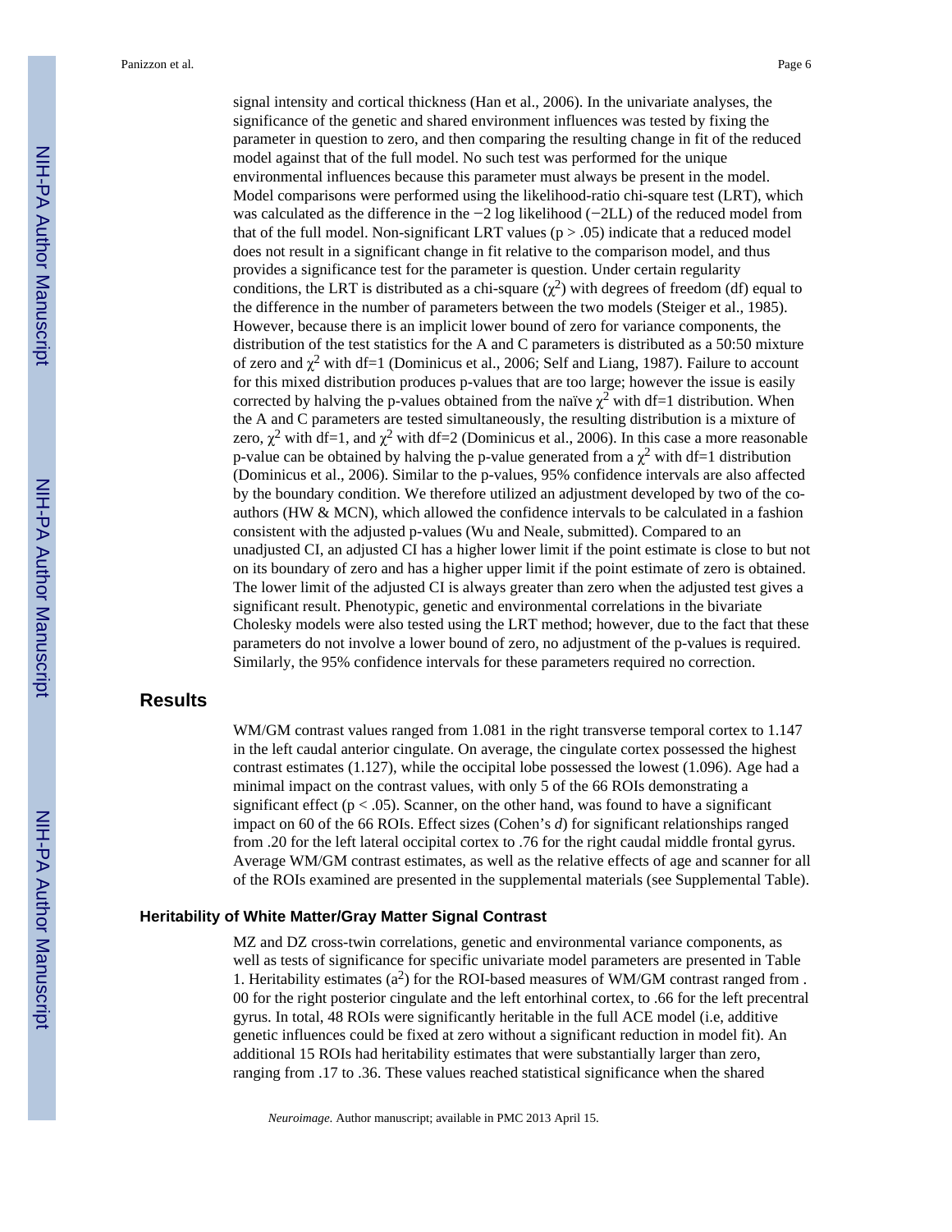signal intensity and cortical thickness (Han et al., 2006). In the univariate analyses, the significance of the genetic and shared environment influences was tested by fixing the parameter in question to zero, and then comparing the resulting change in fit of the reduced model against that of the full model. No such test was performed for the unique environmental influences because this parameter must always be present in the model. Model comparisons were performed using the likelihood-ratio chi-square test (LRT), which was calculated as the difference in the −2 log likelihood (−2LL) of the reduced model from that of the full model. Non-significant LRT values ($p > .05$) indicate that a reduced model does not result in a significant change in fit relative to the comparison model, and thus provides a significance test for the parameter is question. Under certain regularity conditions, the LRT is distributed as a chi-square ($\chi^2$) with degrees of freedom (df) equal to the difference in the number of parameters between the two models (Steiger et al., 1985). However, because there is an implicit lower bound of zero for variance components, the distribution of the test statistics for the A and C parameters is distributed as a 50:50 mixture of zero and $\chi^2$ with df=1 (Dominicus et al., 2006; Self and Liang, 1987). Failure to account for this mixed distribution produces p-values that are too large; however the issue is easily corrected by halving the p-values obtained from the naïve $\chi^2$ with df=1 distribution. When the A and C parameters are tested simultaneously, the resulting distribution is a mixture of zero, $\chi^2$ with df=1, and $\chi^2$ with df=2 (Dominicus et al., 2006). In this case a more reasonable p-value can be obtained by halving the p-value generated from a $\chi^2$ with df=1 distribution (Dominicus et al., 2006). Similar to the p-values, 95% confidence intervals are also affected by the boundary condition. We therefore utilized an adjustment developed by two of the co-authors (HW & MCN), which allowed the confidence intervals to be calculated in a fashion consistent with the adjusted p-values (Wu and Neale, submitted). Compared to an unadjusted CI, an adjusted CI has a higher lower limit if the point estimate is close to but not on its boundary of zero and has a higher upper limit if the point estimate of zero is obtained. The lower limit of the adjusted CI is always greater than zero when the adjusted test gives a significant result. Phenotypic, genetic and environmental correlations in the bivariate Cholesky models were also tested using the LRT method; however, due to the fact that these parameters do not involve a lower bound of zero, no adjustment of the p-values is required. Similarly, the 95% confidence intervals for these parameters required no correction.

# Results

WM/GM contrast values ranged from 1.081 in the right transverse temporal cortex to 1.147 in the left caudal anterior cingulate. On average, the cingulate cortex possessed the highest contrast estimates (1.127), while the occipital lobe possessed the lowest (1.096). Age had a minimal impact on the contrast values, with only 5 of the 66 ROIs demonstrating a significant effect ($p < .05$). Scanner, on the other hand, was found to have a significant impact on 60 of the 66 ROIs. Effect sizes (Cohen's *d*) for significant relationships ranged from .20 for the left lateral occipital cortex to .76 for the right caudal middle frontal gyrus. Average WM/GM contrast estimates, as well as the relative effects of age and scanner for all of the ROIs examined are presented in the supplemental materials (see Supplemental Table).

## Heritability of White Matter/Gray Matter Signal Contrast

MZ and DZ cross-twin correlations, genetic and environmental variance components, as well as tests of significance for specific univariate model parameters are presented in Table 1. Heritability estimates ($a^2$) for the ROI-based measures of WM/GM contrast ranged from .00 for the right posterior cingulate and the left entorhinal cortex, to .66 for the left precentral gyrus. In total, 48 ROIs were significantly heritable in the full ACE model (i.e, additive genetic influences could be fixed at zero without a significant reduction in model fit). An additional 15 ROIs had heritability estimates that were substantially larger than zero, ranging from .17 to .36. These values reached statistical significance when the shared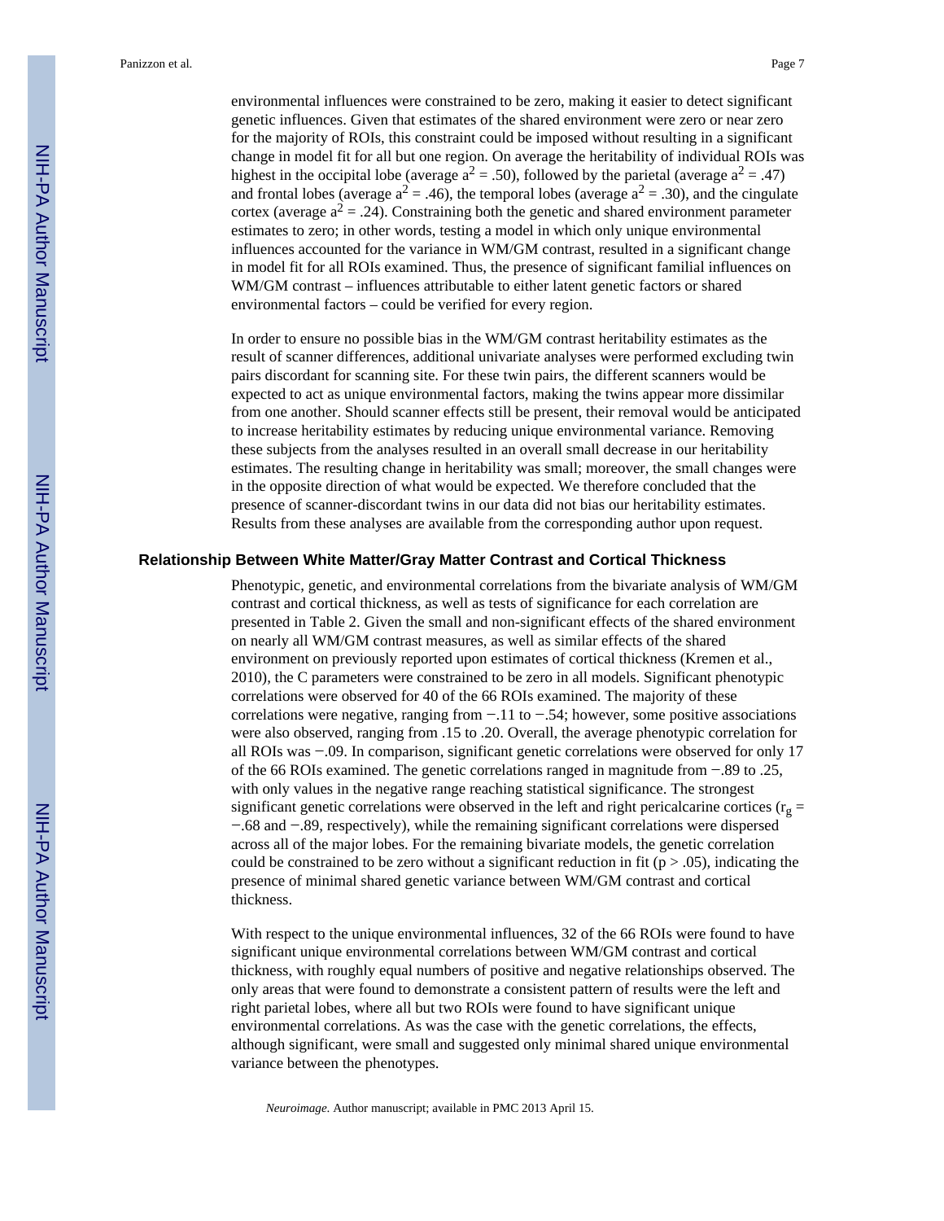environmental influences were constrained to be zero, making it easier to detect significant genetic influences. Given that estimates of the shared environment were zero or near zero for the majority of ROIs, this constraint could be imposed without resulting in a significant change in model fit for all but one region. On average the heritability of individual ROIs was highest in the occipital lobe (average $a^2 = .50$), followed by the parietal (average $a^2 = .47$) and frontal lobes (average $a^2 = .46$), the temporal lobes (average $a^2 = .30$), and the cingulate cortex (average $a^2 = .24$). Constraining both the genetic and shared environment parameter estimates to zero; in other words, testing a model in which only unique environmental influences accounted for the variance in WM/GM contrast, resulted in a significant change in model fit for all ROIs examined. Thus, the presence of significant familial influences on WM/GM contrast – influences attributable to either latent genetic factors or shared environmental factors – could be verified for every region.

In order to ensure no possible bias in the WM/GM contrast heritability estimates as the result of scanner differences, additional univariate analyses were performed excluding twin pairs discordant for scanning site. For these twin pairs, the different scanners would be expected to act as unique environmental factors, making the twins appear more dissimilar from one another. Should scanner effects still be present, their removal would be anticipated to increase heritability estimates by reducing unique environmental variance. Removing these subjects from the analyses resulted in an overall small decrease in our heritability estimates. The resulting change in heritability was small; moreover, the small changes were in the opposite direction of what would be expected. We therefore concluded that the presence of scanner-discordant twins in our data did not bias our heritability estimates. Results from these analyses are available from the corresponding author upon request.

### Relationship Between White Matter/Gray Matter Contrast and Cortical Thickness

Phenotypic, genetic, and environmental correlations from the bivariate analysis of WM/GM contrast and cortical thickness, as well as tests of significance for each correlation are presented in Table 2. Given the small and non-significant effects of the shared environment on nearly all WM/GM contrast measures, as well as similar effects of the shared environment on previously reported upon estimates of cortical thickness (Kremen et al., 2010), the C parameters were constrained to be zero in all models. Significant phenotypic correlations were observed for 40 of the 66 ROIs examined. The majority of these correlations were negative, ranging from −.11 to −.54; however, some positive associations were also observed, ranging from .15 to .20. Overall, the average phenotypic correlation for all ROIs was −.09. In comparison, significant genetic correlations were observed for only 17 of the 66 ROIs examined. The genetic correlations ranged in magnitude from −.89 to .25, with only values in the negative range reaching statistical significance. The strongest significant genetic correlations were observed in the left and right pericalcarine cortices ($r_g = -.68$ and $-.89$, respectively), while the remaining significant correlations were dispersed across all of the major lobes. For the remaining bivariate models, the genetic correlation could be constrained to be zero without a significant reduction in fit ($p > .05$), indicating the presence of minimal shared genetic variance between WM/GM contrast and cortical thickness.

With respect to the unique environmental influences, 32 of the 66 ROIs were found to have significant unique environmental correlations between WM/GM contrast and cortical thickness, with roughly equal numbers of positive and negative relationships observed. The only areas that were found to demonstrate a consistent pattern of results were the left and right parietal lobes, where all but two ROIs were found to have significant unique environmental correlations. As was the case with the genetic correlations, the effects, although significant, were small and suggested only minimal shared unique environmental variance between the phenotypes.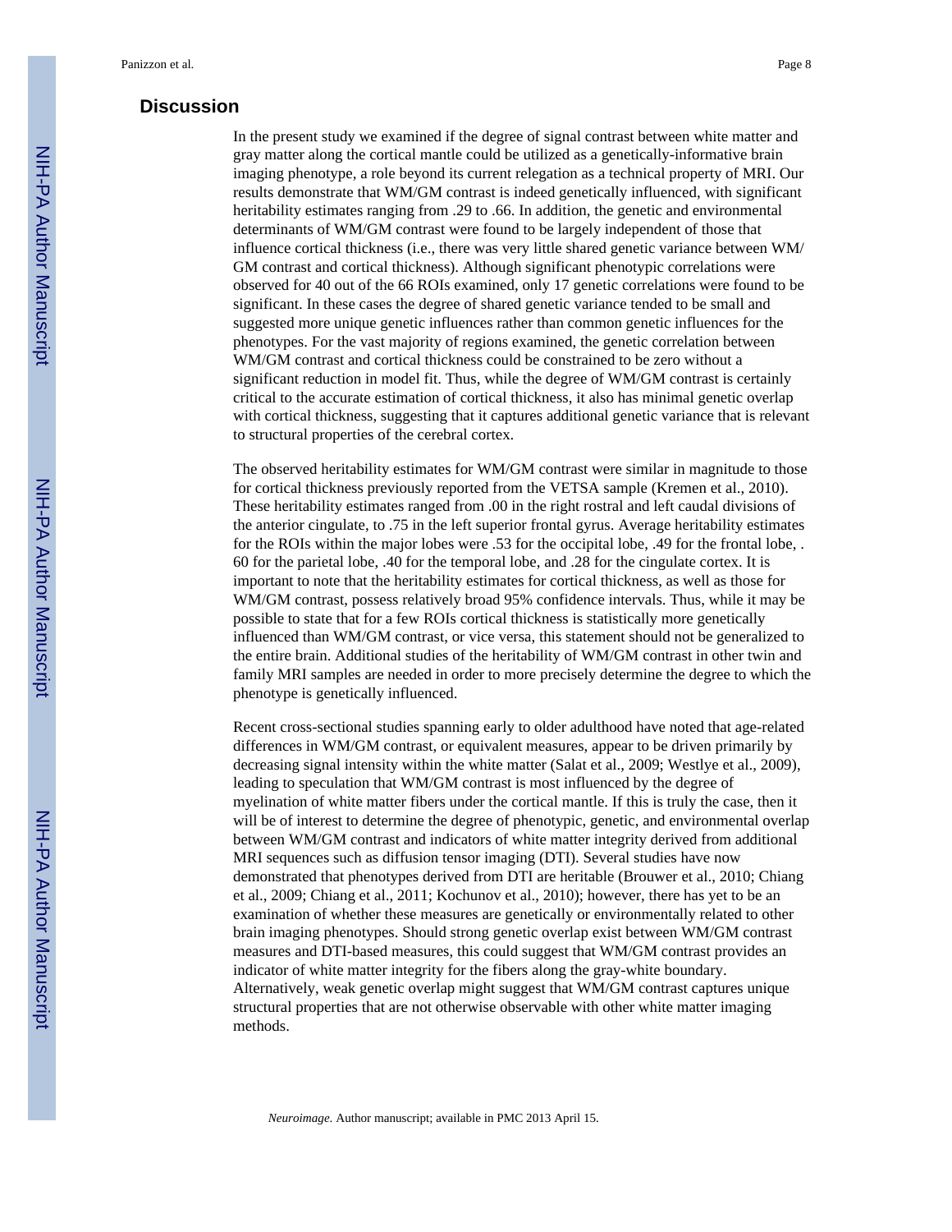## Discussion

In the present study we examined if the degree of signal contrast between white matter and gray matter along the cortical mantle could be utilized as a genetically-informative brain imaging phenotype, a role beyond its current relegation as a technical property of MRI. Our results demonstrate that WM/GM contrast is indeed genetically influenced, with significant heritability estimates ranging from .29 to .66. In addition, the genetic and environmental determinants of WM/GM contrast were found to be largely independent of those that influence cortical thickness (i.e., there was very little shared genetic variance between WM/GM contrast and cortical thickness). Although significant phenotypic correlations were observed for 40 out of the 66 ROIs examined, only 17 genetic correlations were found to be significant. In these cases the degree of shared genetic variance tended to be small and suggested more unique genetic influences rather than common genetic influences for the phenotypes. For the vast majority of regions examined, the genetic correlation between WM/GM contrast and cortical thickness could be constrained to be zero without a significant reduction in model fit. Thus, while the degree of WM/GM contrast is certainly critical to the accurate estimation of cortical thickness, it also has minimal genetic overlap with cortical thickness, suggesting that it captures additional genetic variance that is relevant to structural properties of the cerebral cortex.

The observed heritability estimates for WM/GM contrast were similar in magnitude to those for cortical thickness previously reported from the VETSA sample (Kremen et al., 2010). These heritability estimates ranged from .00 in the right rostral and left caudal divisions of the anterior cingulate, to .75 in the left superior frontal gyrus. Average heritability estimates for the ROIs within the major lobes were .53 for the occipital lobe, .49 for the frontal lobe, .60 for the parietal lobe, .40 for the temporal lobe, and .28 for the cingulate cortex. It is important to note that the heritability estimates for cortical thickness, as well as those for WM/GM contrast, possess relatively broad 95% confidence intervals. Thus, while it may be possible to state that for a few ROIs cortical thickness is statistically more genetically influenced than WM/GM contrast, or vice versa, this statement should not be generalized to the entire brain. Additional studies of the heritability of WM/GM contrast in other twin and family MRI samples are needed in order to more precisely determine the degree to which the phenotype is genetically influenced.

Recent cross-sectional studies spanning early to older adulthood have noted that age-related differences in WM/GM contrast, or equivalent measures, appear to be driven primarily by decreasing signal intensity within the white matter (Salat et al., 2009; Westlye et al., 2009), leading to speculation that WM/GM contrast is most influenced by the degree of myelination of white matter fibers under the cortical mantle. If this is truly the case, then it will be of interest to determine the degree of phenotypic, genetic, and environmental overlap between WM/GM contrast and indicators of white matter integrity derived from additional MRI sequences such as diffusion tensor imaging (DTI). Several studies have now demonstrated that phenotypes derived from DTI are heritable (Brouwer et al., 2010; Chiang et al., 2009; Chiang et al., 2011; Kochunov et al., 2010); however, there has yet to be an examination of whether these measures are genetically or environmentally related to other brain imaging phenotypes. Should strong genetic overlap exist between WM/GM contrast measures and DTI-based measures, this could suggest that WM/GM contrast provides an indicator of white matter integrity for the fibers along the gray-white boundary. Alternatively, weak genetic overlap might suggest that WM/GM contrast captures unique structural properties that are not otherwise observable with other white matter imaging methods.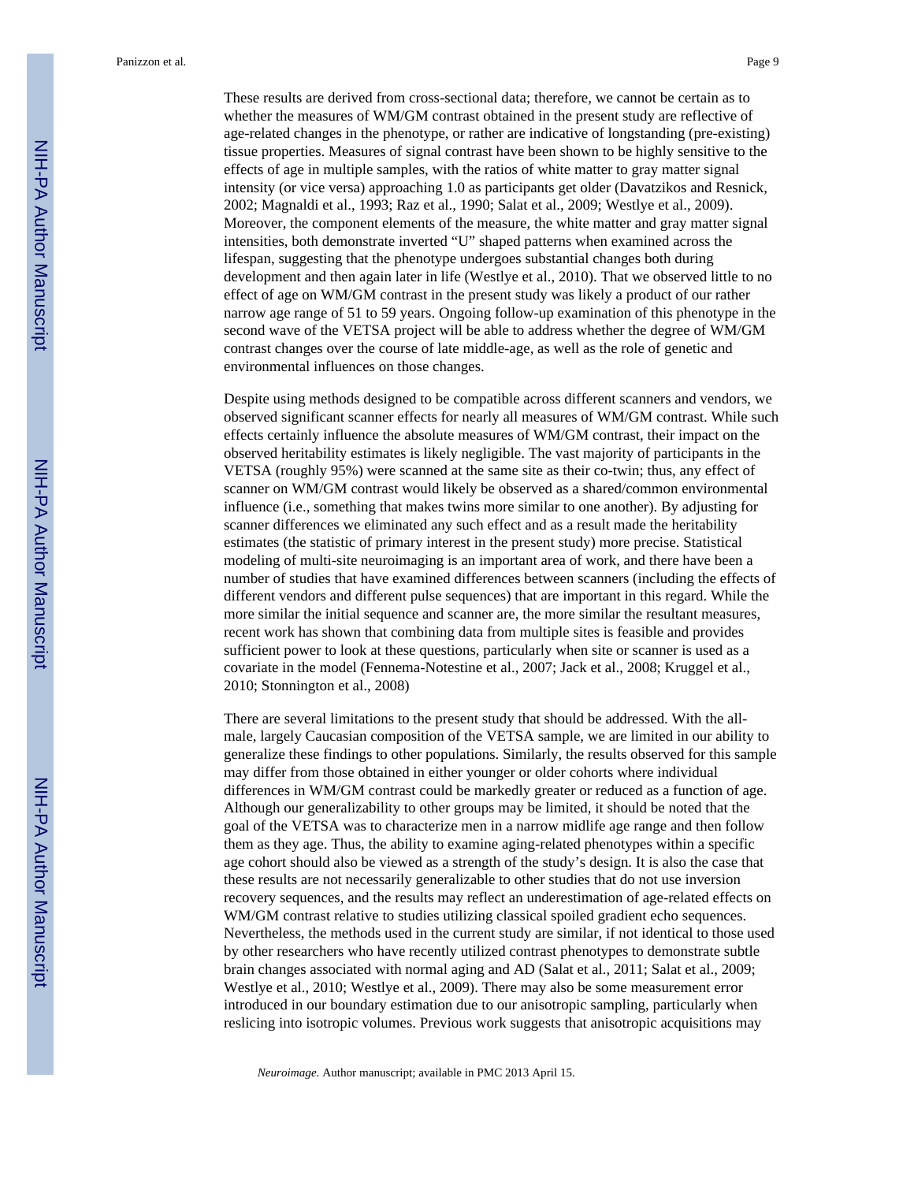These results are derived from cross-sectional data; therefore, we cannot be certain as to whether the measures of WM/GM contrast obtained in the present study are reflective of age-related changes in the phenotype, or rather are indicative of longstanding (pre-existing) tissue properties. Measures of signal contrast have been shown to be highly sensitive to the effects of age in multiple samples, with the ratios of white matter to gray matter signal intensity (or vice versa) approaching 1.0 as participants get older (Davatzikos and Resnick, 2002; Magnaldi et al., 1993; Raz et al., 1990; Salat et al., 2009; Westlye et al., 2009). Moreover, the component elements of the measure, the white matter and gray matter signal intensities, both demonstrate inverted "U" shaped patterns when examined across the lifespan, suggesting that the phenotype undergoes substantial changes both during development and then again later in life (Westlye et al., 2010). That we observed little to no effect of age on WM/GM contrast in the present study was likely a product of our rather narrow age range of 51 to 59 years. Ongoing follow-up examination of this phenotype in the second wave of the VETSA project will be able to address whether the degree of WM/GM contrast changes over the course of late middle-age, as well as the role of genetic and environmental influences on those changes.

Despite using methods designed to be compatible across different scanners and vendors, we observed significant scanner effects for nearly all measures of WM/GM contrast. While such effects certainly influence the absolute measures of WM/GM contrast, their impact on the observed heritability estimates is likely negligible. The vast majority of participants in the VETSA (roughly 95%) were scanned at the same site as their co-twin; thus, any effect of scanner on WM/GM contrast would likely be observed as a shared/common environmental influence (i.e., something that makes twins more similar to one another). By adjusting for scanner differences we eliminated any such effect and as a result made the heritability estimates (the statistic of primary interest in the present study) more precise. Statistical modeling of multi-site neuroimaging is an important area of work, and there have been a number of studies that have examined differences between scanners (including the effects of different vendors and different pulse sequences) that are important in this regard. While the more similar the initial sequence and scanner are, the more similar the resultant measures, recent work has shown that combining data from multiple sites is feasible and provides sufficient power to look at these questions, particularly when site or scanner is used as a covariate in the model (Fennema-Notestine et al., 2007; Jack et al., 2008; Kruggel et al., 2010; Stonnington et al., 2008)

There are several limitations to the present study that should be addressed. With the all-male, largely Caucasian composition of the VETSA sample, we are limited in our ability to generalize these findings to other populations. Similarly, the results observed for this sample may differ from those obtained in either younger or older cohorts where individual differences in WM/GM contrast could be markedly greater or reduced as a function of age. Although our generalizability to other groups may be limited, it should be noted that the goal of the VETSA was to characterize men in a narrow midlife age range and then follow them as they age. Thus, the ability to examine aging-related phenotypes within a specific age cohort should also be viewed as a strength of the study's design. It is also the case that these results are not necessarily generalizable to other studies that do not use inversion recovery sequences, and the results may reflect an underestimation of age-related effects on WM/GM contrast relative to studies utilizing classical spoiled gradient echo sequences. Nevertheless, the methods used in the current study are similar, if not identical to those used by other researchers who have recently utilized contrast phenotypes to demonstrate subtle brain changes associated with normal aging and AD (Salat et al., 2011; Salat et al., 2009; Westlye et al., 2010; Westlye et al., 2009). There may also be some measurement error introduced in our boundary estimation due to our anisotropic sampling, particularly when reslicing into isotropic volumes. Previous work suggests that anisotropic acquisitions may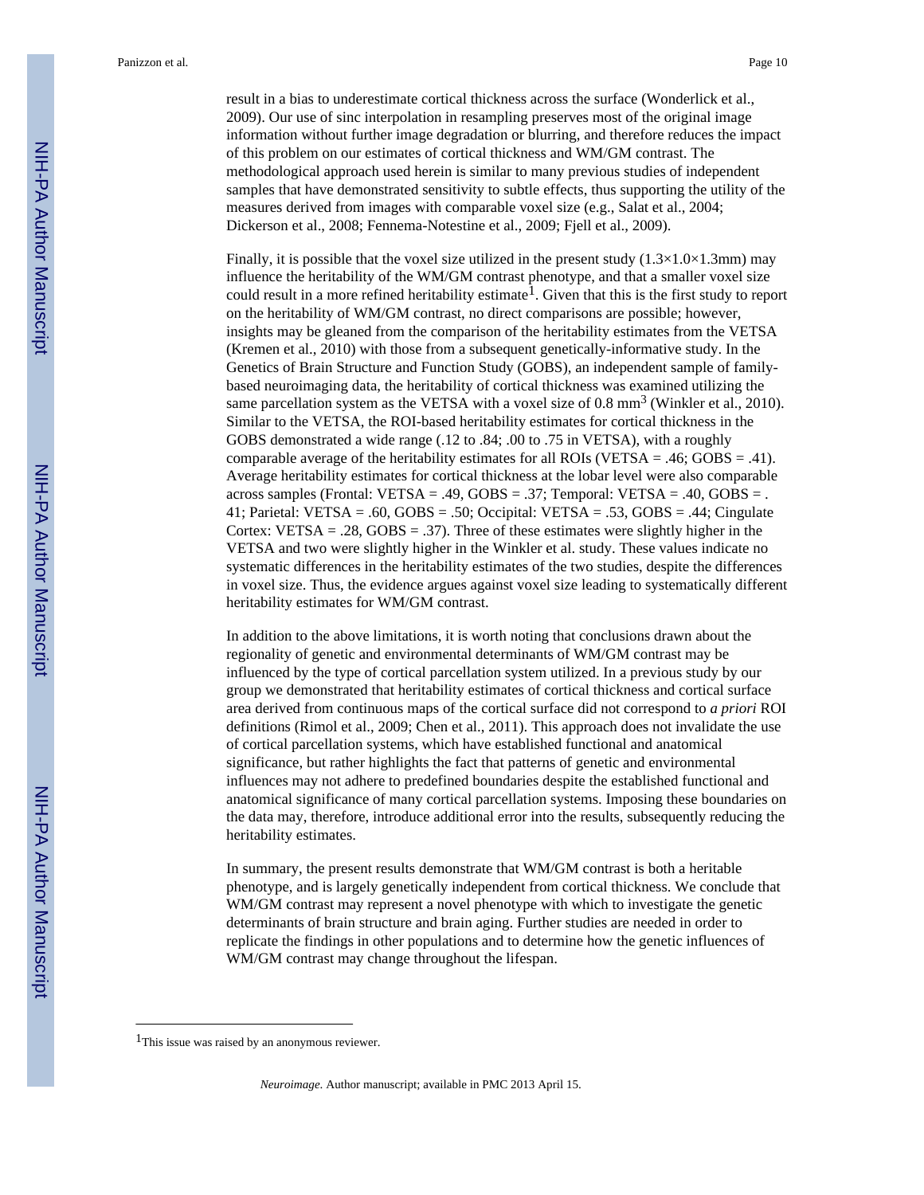result in a bias to underestimate cortical thickness across the surface (Wonderlick et al., 2009). Our use of sinc interpolation in resampling preserves most of the original image information without further image degradation or blurring, and therefore reduces the impact of this problem on our estimates of cortical thickness and WM/GM contrast. The methodological approach used herein is similar to many previous studies of independent samples that have demonstrated sensitivity to subtle effects, thus supporting the utility of the measures derived from images with comparable voxel size (e.g., Salat et al., 2004; Dickerson et al., 2008; Fennema-Notestine et al., 2009; Fjell et al., 2009).

Finally, it is possible that the voxel size utilized in the present study (1.3×1.0×1.3mm) may influence the heritability of the WM/GM contrast phenotype, and that a smaller voxel size could result in a more refined heritability estimate[1]. Given that this is the first study to report on the heritability of WM/GM contrast, no direct comparisons are possible; however, insights may be gleaned from the comparison of the heritability estimates from the VETSA (Kremen et al., 2010) with those from a subsequent genetically-informative study. In the Genetics of Brain Structure and Function Study (GOBS), an independent sample of family-based neuroimaging data, the heritability of cortical thickness was examined utilizing the same parcellation system as the VETSA with a voxel size of 0.8 $mm^3$ (Winkler et al., 2010). Similar to the VETSA, the ROI-based heritability estimates for cortical thickness in the GOBS demonstrated a wide range (.12 to .84; .00 to .75 in VETSA), with a roughly comparable average of the heritability estimates for all ROIs (VETSA = .46; GOBS = .41). Average heritability estimates for cortical thickness at the lobar level were also comparable across samples (Frontal: VETSA = .49, GOBS = .37; Temporal: VETSA = .40, GOBS = .41; Parietal: VETSA = .60, GOBS = .50; Occipital: VETSA = .53, GOBS = .44; Cingulate Cortex: VETSA = .28, GOBS = .37). Three of these estimates were slightly higher in the VETSA and two were slightly higher in the Winkler et al. study. These values indicate no systematic differences in the heritability estimates of the two studies, despite the differences in voxel size. Thus, the evidence argues against voxel size leading to systematically different heritability estimates for WM/GM contrast.

In addition to the above limitations, it is worth noting that conclusions drawn about the regionality of genetic and environmental determinants of WM/GM contrast may be influenced by the type of cortical parcellation system utilized. In a previous study by our group we demonstrated that heritability estimates of cortical thickness and cortical surface area derived from continuous maps of the cortical surface did not correspond to *a priori* ROI definitions (Rimol et al., 2009; Chen et al., 2011). This approach does not invalidate the use of cortical parcellation systems, which have established functional and anatomical significance, but rather highlights the fact that patterns of genetic and environmental influences may not adhere to predefined boundaries despite the established functional and anatomical significance of many cortical parcellation systems. Imposing these boundaries on the data may, therefore, introduce additional error into the results, subsequently reducing the heritability estimates.

In summary, the present results demonstrate that WM/GM contrast is both a heritable phenotype, and is largely genetically independent from cortical thickness. We conclude that WM/GM contrast may represent a novel phenotype with which to investigate the genetic determinants of brain structure and brain aging. Further studies are needed in order to replicate the findings in other populations and to determine how the genetic influences of WM/GM contrast may change throughout the lifespan.

[1] This issue was raised by an anonymous reviewer.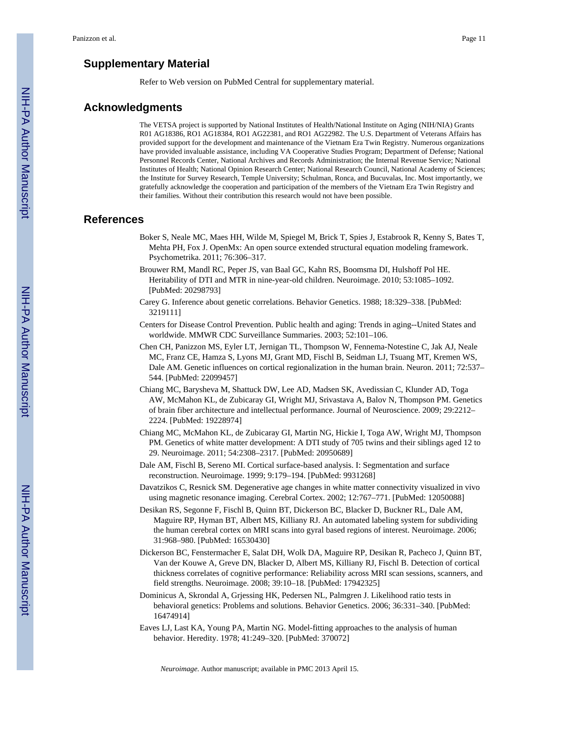## Supplementary Material

Refer to Web version on PubMed Central for supplementary material.

## Acknowledgments

The VETSA project is supported by National Institutes of Health/National Institute on Aging (NIH/NIA) Grants R01 AG18386, RO1 AG18384, RO1 AG22381, and RO1 AG22982. The U.S. Department of Veterans Affairs has provided support for the development and maintenance of the Vietnam Era Twin Registry. Numerous organizations have provided invaluable assistance, including VA Cooperative Studies Program; Department of Defense; National Personnel Records Center, National Archives and Records Administration; the Internal Revenue Service; National Institutes of Health; National Opinion Research Center; National Research Council, National Academy of Sciences; the Institute for Survey Research, Temple University; Schulman, Ronca, and Bucuvalas, Inc. Most importantly, we gratefully acknowledge the cooperation and participation of the members of the Vietnam Era Twin Registry and their families. Without their contribution this research would not have been possible.

## References

Boker S, Neale MC, Maes HH, Wilde M, Spiegel M, Brick T, Spies J, Estabrook R, Kenny S, Bates T, Mehta PH, Fox J. OpenMx: An open source extended structural equation modeling framework. Psychometrika. 2011; 76:306–317.

Brouwer RM, Mandl RC, Peper JS, van Baal GC, Kahn RS, Boomsma DI, Hulshoff Pol HE. Heritability of DTI and MTR in nine-year-old children. Neuroimage. 2010; 53:1085–1092. [PubMed: 20298793]

Carey G. Inference about genetic correlations. Behavior Genetics. 1988; 18:329–338. [PubMed: 3219111]

Centers for Disease Control Prevention. Public health and aging: Trends in aging--United States and worldwide. MMWR CDC Surveillance Summaries. 2003; 52:101–106.

Chen CH, Panizzon MS, Eyler LT, Jernigan TL, Thompson W, Fennema-Notestine C, Jak AJ, Neale MC, Franz CE, Hamza S, Lyons MJ, Grant MD, Fischl B, Seidman LJ, Tsuang MT, Kremen WS, Dale AM. Genetic influences on cortical regionalization in the human brain. Neuron. 2011; 72:537–544. [PubMed: 22099457]

Chiang MC, Barysheva M, Shattuck DW, Lee AD, Madsen SK, Avedissian C, Klunder AD, Toga AW, McMahon KL, de Zubicaray GI, Wright MJ, Srivastava A, Balov N, Thompson PM. Genetics of brain fiber architecture and intellectual performance. Journal of Neuroscience. 2009; 29:2212–2224. [PubMed: 19228974]

Chiang MC, McMahon KL, de Zubicaray GI, Martin NG, Hickie I, Toga AW, Wright MJ, Thompson PM. Genetics of white matter development: A DTI study of 705 twins and their siblings aged 12 to 29. Neuroimage. 2011; 54:2308–2317. [PubMed: 20950689]

Dale AM, Fischl B, Sereno MI. Cortical surface-based analysis. I: Segmentation and surface reconstruction. Neuroimage. 1999; 9:179–194. [PubMed: 9931268]

Davatzikos C, Resnick SM. Degenerative age changes in white matter connectivity visualized in vivo using magnetic resonance imaging. Cerebral Cortex. 2002; 12:767–771. [PubMed: 12050088]

Desikan RS, Segonne F, Fischl B, Quinn BT, Dickerson BC, Blacker D, Buckner RL, Dale AM, Maguire RP, Hyman BT, Albert MS, Killiany RJ. An automated labeling system for subdividing the human cerebral cortex on MRI scans into gyral based regions of interest. Neuroimage. 2006; 31:968–980. [PubMed: 16530430]

Dickerson BC, Fenstermacher E, Salat DH, Wolk DA, Maguire RP, Desikan R, Pacheco J, Quinn BT, Van der Kouwe A, Greve DN, Blacker D, Albert MS, Killiany RJ, Fischl B. Detection of cortical thickness correlates of cognitive performance: Reliability across MRI scan sessions, scanners, and field strengths. Neuroimage. 2008; 39:10–18. [PubMed: 17942325]

Dominicus A, Skrondal A, Grjessing HK, Pedersen NL, Palmgren J. Likelihood ratio tests in behavioral genetics: Problems and solutions. Behavior Genetics. 2006; 36:331–340. [PubMed: 16474914]

Eaves LJ, Last KA, Young PA, Martin NG. Model-fitting approaches to the analysis of human behavior. Heredity. 1978; 41:249–320. [PubMed: 370072]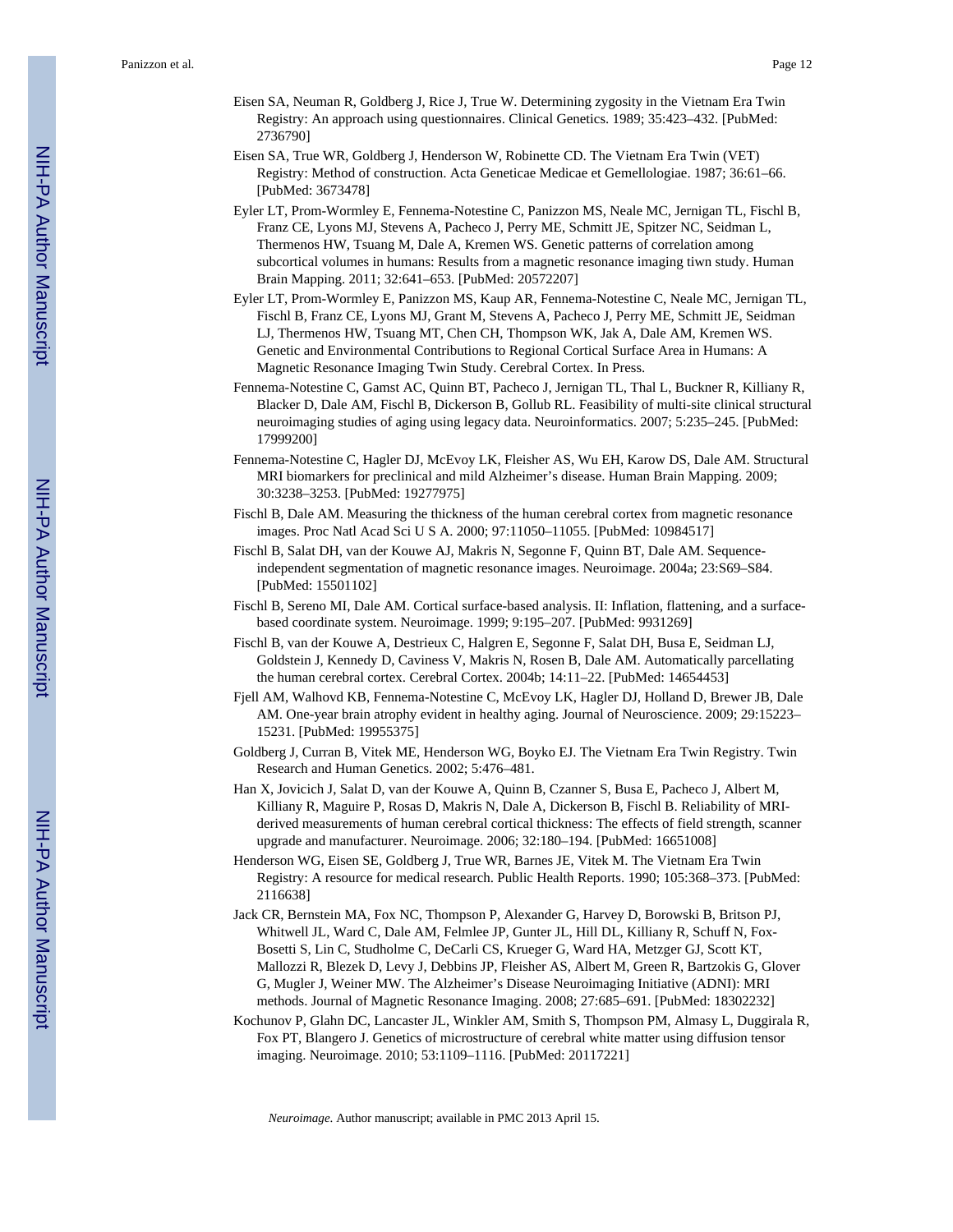Eisen SA, Neuman R, Goldberg J, Rice J, True W. Determining zygosity in the Vietnam Era Twin Registry: An approach using questionnaires. Clinical Genetics. 1989; 35:423–432. [PubMed: 2736790]

Eisen SA, True WR, Goldberg J, Henderson W, Robinette CD. The Vietnam Era Twin (VET) Registry: Method of construction. Acta Geneticae Medicae et Gemellologiae. 1987; 36:61–66. [PubMed: 3673478]

Eyler LT, Prom-Wormley E, Fennema-Notestine C, Panizzon MS, Neale MC, Jernigan TL, Fischl B, Franz CE, Lyons MJ, Stevens A, Pacheco J, Perry ME, Schmitt JE, Spitzer NC, Seidman L, Thermenos HW, Tsuang M, Dale A, Kremen WS. Genetic patterns of correlation among subcortical volumes in humans: Results from a magnetic resonance imaging tiwn study. Human Brain Mapping. 2011; 32:641–653. [PubMed: 20572207]

Eyler LT, Prom-Wormley E, Panizzon MS, Kaup AR, Fennema-Notestine C, Neale MC, Jernigan TL, Fischl B, Franz CE, Lyons MJ, Grant M, Stevens A, Pacheco J, Perry ME, Schmitt JE, Seidman LJ, Thermenos HW, Tsuang MT, Chen CH, Thompson WK, Jak A, Dale AM, Kremen WS. Genetic and Environmental Contributions to Regional Cortical Surface Area in Humans: A Magnetic Resonance Imaging Twin Study. Cerebral Cortex. In Press.

Fennema-Notestine C, Gamst AC, Quinn BT, Pacheco J, Jernigan TL, Thal L, Buckner R, Killiany R, Blacker D, Dale AM, Fischl B, Dickerson B, Gollub RL. Feasibility of multi-site clinical structural neuroimaging studies of aging using legacy data. Neuroinformatics. 2007; 5:235–245. [PubMed: 17999200]

Fennema-Notestine C, Hagler DJ, McEvoy LK, Fleisher AS, Wu EH, Karow DS, Dale AM. Structural MRI biomarkers for preclinical and mild Alzheimer's disease. Human Brain Mapping. 2009; 30:3238–3253. [PubMed: 19277975]

Fischl B, Dale AM. Measuring the thickness of the human cerebral cortex from magnetic resonance images. Proc Natl Acad Sci U S A. 2000; 97:11050–11055. [PubMed: 10984517]

Fischl B, Salat DH, van der Kouwe AJ, Makris N, Segonne F, Quinn BT, Dale AM. Sequence-independent segmentation of magnetic resonance images. Neuroimage. 2004a; 23:S69–S84. [PubMed: 15501102]

Fischl B, Sereno MI, Dale AM. Cortical surface-based analysis. II: Inflation, flattening, and a surface-based coordinate system. Neuroimage. 1999; 9:195–207. [PubMed: 9931269]

Fischl B, van der Kouwe A, Destrieux C, Halgren E, Segonne F, Salat DH, Busa E, Seidman LJ, Goldstein J, Kennedy D, Caviness V, Makris N, Rosen B, Dale AM. Automatically parcellating the human cerebral cortex. Cerebral Cortex. 2004b; 14:11–22. [PubMed: 14654453]

Fjell AM, Walhovd KB, Fennema-Notestine C, McEvoy LK, Hagler DJ, Holland D, Brewer JB, Dale AM. One-year brain atrophy evident in healthy aging. Journal of Neuroscience. 2009; 29:15223–15231. [PubMed: 19955375]

Goldberg J, Curran B, Vitek ME, Henderson WG, Boyko EJ. The Vietnam Era Twin Registry. Twin Research and Human Genetics. 2002; 5:476–481.

Han X, Jovicich J, Salat D, van der Kouwe A, Quinn B, Czanner S, Busa E, Pacheco J, Albert M, Killiany R, Maguire P, Rosas D, Makris N, Dale A, Dickerson B, Fischl B. Reliability of MRI-derived measurements of human cerebral cortical thickness: The effects of field strength, scanner upgrade and manufacturer. Neuroimage. 2006; 32:180–194. [PubMed: 16651008]

Henderson WG, Eisen SE, Goldberg J, True WR, Barnes JE, Vitek M. The Vietnam Era Twin Registry: A resource for medical research. Public Health Reports. 1990; 105:368–373. [PubMed: 2116638]

Jack CR, Bernstein MA, Fox NC, Thompson P, Alexander G, Harvey D, Borowski B, Britson PJ, Whitwell JL, Ward C, Dale AM, Felmlee JP, Gunter JL, Hill DL, Killiany R, Schuff N, Fox-Bosetti S, Lin C, Studholme C, DeCarli CS, Krueger G, Ward HA, Metzger GJ, Scott KT, Mallozzi R, Blezek D, Levy J, Debbins JP, Fleisher AS, Albert M, Green R, Bartzokis G, Glover G, Mugler J, Weiner MW. The Alzheimer's Disease Neuroimaging Initiative (ADNI): MRI methods. Journal of Magnetic Resonance Imaging. 2008; 27:685–691. [PubMed: 18302232]

Kochunov P, Glahn DC, Lancaster JL, Winkler AM, Smith S, Thompson PM, Almasy L, Duggirala R, Fox PT, Blangero J. Genetics of microstructure of cerebral white matter using diffusion tensor imaging. Neuroimage. 2010; 53:1109–1116. [PubMed: 20117221]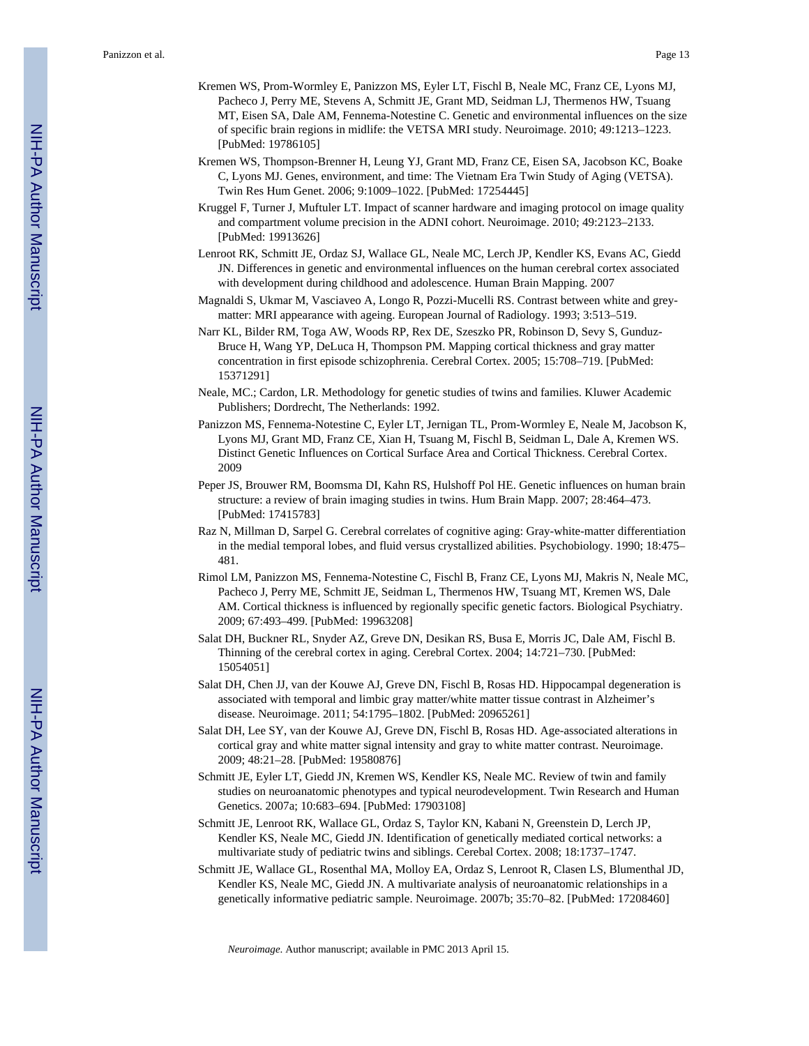Kremen WS, Prom-Wormley E, Panizzon MS, Eyler LT, Fischl B, Neale MC, Franz CE, Lyons MJ, Pacheco J, Perry ME, Stevens A, Schmitt JE, Grant MD, Seidman LJ, Thermenos HW, Tsuang MT, Eisen SA, Dale AM, Fennema-Notestine C. Genetic and environmental influences on the size of specific brain regions in midlife: the VETSA MRI study. Neuroimage. 2010; 49:1213–1223. [PubMed: 19786105]

Kremen WS, Thompson-Brenner H, Leung YJ, Grant MD, Franz CE, Eisen SA, Jacobson KC, Boake C, Lyons MJ. Genes, environment, and time: The Vietnam Era Twin Study of Aging (VETSA). Twin Res Hum Genet. 2006; 9:1009–1022. [PubMed: 17254445]

Kruggel F, Turner J, Muftuler LT. Impact of scanner hardware and imaging protocol on image quality and compartment volume precision in the ADNI cohort. Neuroimage. 2010; 49:2123–2133. [PubMed: 19913626]

Lenroot RK, Schmitt JE, Ordaz SJ, Wallace GL, Neale MC, Lerch JP, Kendler KS, Evans AC, Giedd JN. Differences in genetic and environmental influences on the human cerebral cortex associated with development during childhood and adolescence. Human Brain Mapping. 2007

Magnaldi S, Ukmar M, Vasciaveo A, Longo R, Pozzi-Mucelli RS. Contrast between white and grey-matter: MRI appearance with ageing. European Journal of Radiology. 1993; 3:513–519.

Narr KL, Bilder RM, Toga AW, Woods RP, Rex DE, Szeszko PR, Robinson D, Sevy S, Gunduz-Bruce H, Wang YP, DeLuca H, Thompson PM. Mapping cortical thickness and gray matter concentration in first episode schizophrenia. Cerebral Cortex. 2005; 15:708–719. [PubMed: 15371291]

Neale, MC.; Cardon, LR. Methodology for genetic studies of twins and families. Kluwer Academic Publishers; Dordrecht, The Netherlands: 1992.

Panizzon MS, Fennema-Notestine C, Eyler LT, Jernigan TL, Prom-Wormley E, Neale M, Jacobson K, Lyons MJ, Grant MD, Franz CE, Xian H, Tsuang M, Fischl B, Seidman L, Dale A, Kremen WS. Distinct Genetic Influences on Cortical Surface Area and Cortical Thickness. Cerebral Cortex. 2009

Peper JS, Brouwer RM, Boomsma DI, Kahn RS, Hulshoff Pol HE. Genetic influences on human brain structure: a review of brain imaging studies in twins. Hum Brain Mapp. 2007; 28:464–473. [PubMed: 17415783]

Raz N, Millman D, Sarpel G. Cerebral correlates of cognitive aging: Gray-white-matter differentiation in the medial temporal lobes, and fluid versus crystallized abilities. Psychobiology. 1990; 18:475–481.

Rimol LM, Panizzon MS, Fennema-Notestine C, Fischl B, Franz CE, Lyons MJ, Makris N, Neale MC, Pacheco J, Perry ME, Schmitt JE, Seidman L, Thermenos HW, Tsuang MT, Kremen WS, Dale AM. Cortical thickness is influenced by regionally specific genetic factors. Biological Psychiatry. 2009; 67:493–499. [PubMed: 19963208]

Salat DH, Buckner RL, Snyder AZ, Greve DN, Desikan RS, Busa E, Morris JC, Dale AM, Fischl B. Thinning of the cerebral cortex in aging. Cerebral Cortex. 2004; 14:721–730. [PubMed: 15054051]

Salat DH, Chen JJ, van der Kouwe AJ, Greve DN, Fischl B, Rosas HD. Hippocampal degeneration is associated with temporal and limbic gray matter/white matter tissue contrast in Alzheimer's disease. Neuroimage. 2011; 54:1795–1802. [PubMed: 20965261]

Salat DH, Lee SY, van der Kouwe AJ, Greve DN, Fischl B, Rosas HD. Age-associated alterations in cortical gray and white matter signal intensity and gray to white matter contrast. Neuroimage. 2009; 48:21–28. [PubMed: 19580876]

Schmitt JE, Eyler LT, Giedd JN, Kremen WS, Kendler KS, Neale MC. Review of twin and family studies on neuroanatomic phenotypes and typical neurodevelopment. Twin Research and Human Genetics. 2007a; 10:683–694. [PubMed: 17903108]

Schmitt JE, Lenroot RK, Wallace GL, Ordaz S, Taylor KN, Kabani N, Greenstein D, Lerch JP, Kendler KS, Neale MC, Giedd JN. Identification of genetically mediated cortical networks: a multivariate study of pediatric twins and siblings. Cerebal Cortex. 2008; 18:1737–1747.

Schmitt JE, Wallace GL, Rosenthal MA, Molloy EA, Ordaz S, Lenroot R, Clasen LS, Blumenthal JD, Kendler KS, Neale MC, Giedd JN. A multivariate analysis of neuroanatomic relationships in a genetically informative pediatric sample. Neuroimage. 2007b; 35:70–82. [PubMed: 17208460]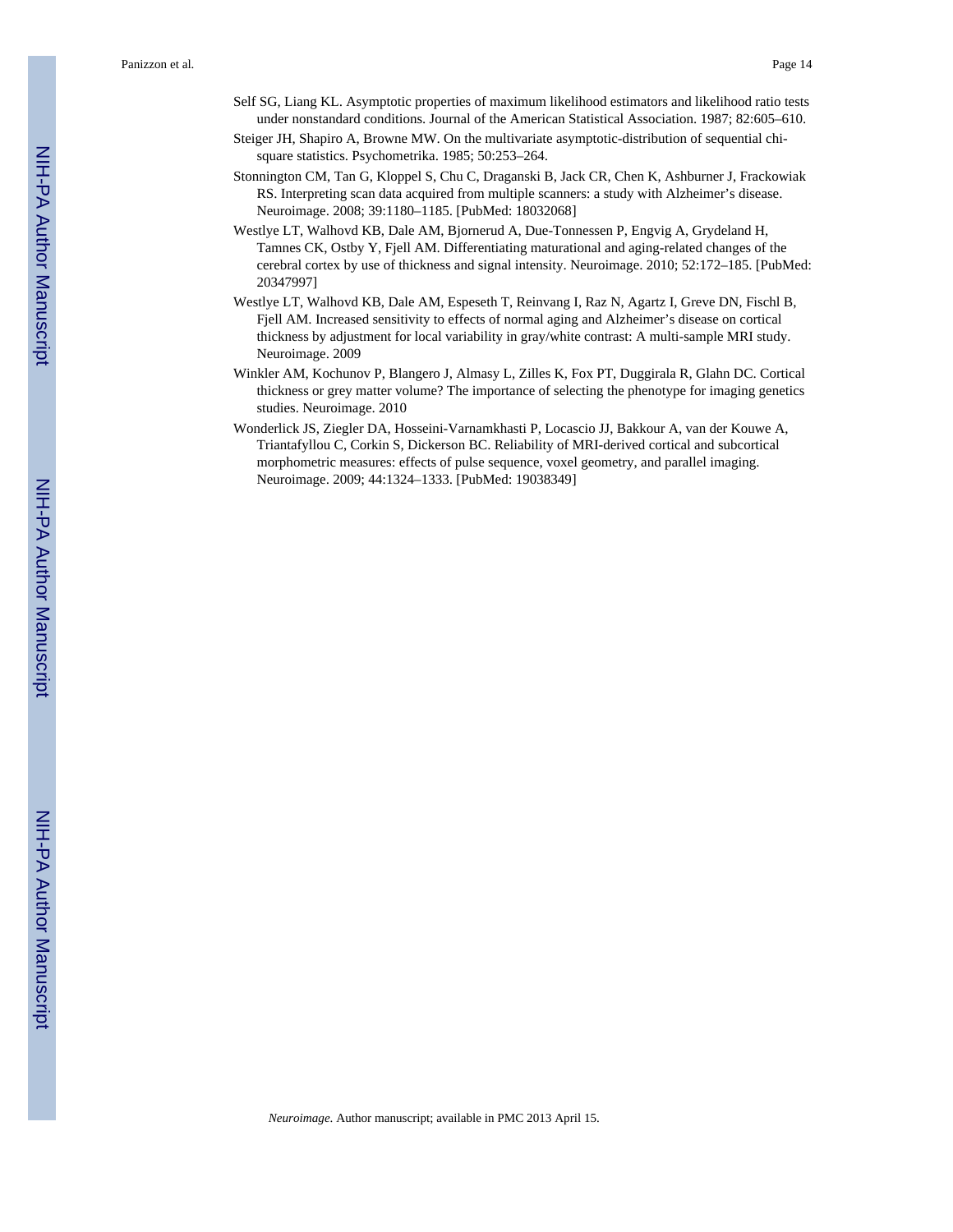Self SG, Liang KL. Asymptotic properties of maximum likelihood estimators and likelihood ratio tests under nonstandard conditions. Journal of the American Statistical Association. 1987; 82:605–610.

Steiger JH, Shapiro A, Browne MW. On the multivariate asymptotic-distribution of sequential chi-square statistics. Psychometrika. 1985; 50:253–264.

Stonnington CM, Tan G, Kloppel S, Chu C, Draganski B, Jack CR, Chen K, Ashburner J, Frackowiak RS. Interpreting scan data acquired from multiple scanners: a study with Alzheimer's disease. Neuroimage. 2008; 39:1180–1185. [PubMed: 18032068]

Westlye LT, Walhovd KB, Dale AM, Bjornerud A, Due-Tonnessen P, Engvig A, Grydeland H, Tamnes CK, Ostby Y, Fjell AM. Differentiating maturational and aging-related changes of the cerebral cortex by use of thickness and signal intensity. Neuroimage. 2010; 52:172–185. [PubMed: 20347997]

Westlye LT, Walhovd KB, Dale AM, Espeseth T, Reinvang I, Raz N, Agartz I, Greve DN, Fischl B, Fjell AM. Increased sensitivity to effects of normal aging and Alzheimer's disease on cortical thickness by adjustment for local variability in gray/white contrast: A multi-sample MRI study. Neuroimage. 2009

Winkler AM, Kochunov P, Blangero J, Almasy L, Zilles K, Fox PT, Duggirala R, Glahn DC. Cortical thickness or grey matter volume? The importance of selecting the phenotype for imaging genetics studies. Neuroimage. 2010

Wonderlick JS, Ziegler DA, Hosseini-Varnamkhasti P, Locascio JJ, Bakkour A, van der Kouwe A, Triantafyllou C, Corkin S, Dickerson BC. Reliability of MRI-derived cortical and subcortical morphometric measures: effects of pulse sequence, voxel geometry, and parallel imaging. Neuroimage. 2009; 44:1324–1333. [PubMed: 19038349]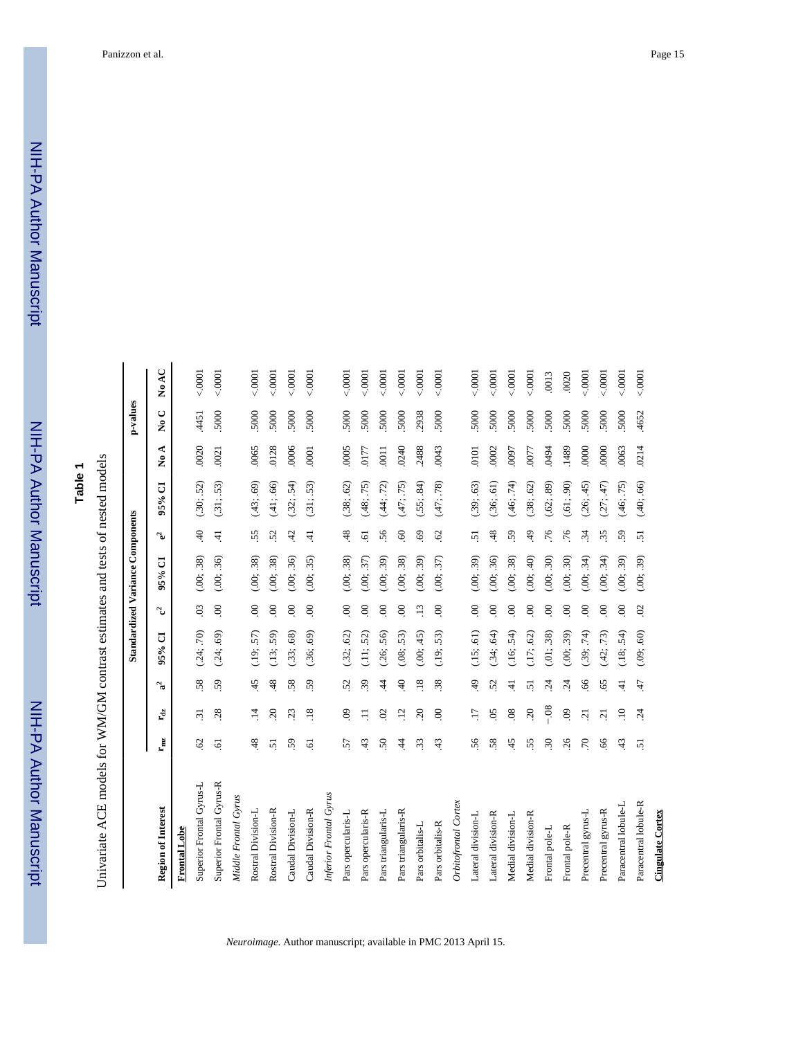**Table 1**

Univariate ACE models for WM/GM contrast estimates and tests of nested models

| Region of Interest | $r_{mz}$ | $r_{dz}$ | Standardized Variance Components | | | | | | p-values | | |
|---|---|---|---|---|---|---|---|---|---|---|---|
| | | | $a^2$ | 95% CI | $c^2$ | 95% CI | $e^2$ | 95% CI | No A | No C | No AC |
| **Frontal Lobe** | | | | | | | | | | | |
| Superior Frontal Gyrus-L | .62 | .31 | .58 | (.24; .70) | .03 | (.00; .38) | .40 | (.30; .52) | .0020 | .4451 | <.0001 |
| Superior Frontal Gyrus-R | .61 | .28 | .59 | (.24; .69) | .00 | (.00; .36) | .41 | (.31; .53) | .0021 | .5000 | <.0001 |
| *Middle Frontal Gyrus* | | | | | | | | | | | |
| Rostral Division-L | .48 | .14 | .45 | (.19; .57) | .00 | (.00; .38) | .55 | (.43; .69) | .0065 | .5000 | <.0001 |
| Rostral Division-R | .51 | .20 | .48 | (.13; .59) | .00 | (.00; .38) | .52 | (.41; .66) | .0128 | .5000 | <.0001 |
| Caudal Division-L | .59 | .23 | .58 | (.33; .68) | .00 | (.00; .36) | .42 | (.32; .54) | .0006 | .5000 | <.0001 |
| Caudal Division-R | .61 | .18 | .59 | (.36; .69) | .00 | (.00; .35) | .41 | (.31; .53) | .0001 | .5000 | <.0001 |
| *Inferior Frontal Gyrus* | | | | | | | | | | | |
| Pars opercularis-L | .57 | .09 | .52 | (.32; .62) | .00 | (.00; .38) | .48 | (.38; .62) | .0005 | .5000 | <.0001 |
| Pars opercularis-R | .43 | .11 | .39 | (.11; .52) | .00 | (.00; .37) | .61 | (.48; .75) | .0177 | .5000 | <.0001 |
| Pars triangularis-L | .50 | .02 | .44 | (.26; .56) | .00 | (.00; .39) | .56 | (.44; .72) | .0011 | .5000 | <.0001 |
| Pars triangularis-R | .44 | .12 | .40 | (.08; .53) | .00 | (.00; .38) | .60 | (.47; .75) | .0240 | .5000 | <.0001 |
| Pars orbitalis-L | .33 | .20 | .18 | (.00; .45) | .13 | (.00; .39) | .69 | (.55; .84) | .2488 | .2938 | <.0001 |
| Pars orbitalis-R | .43 | .00 | .38 | (.19; .53) | .00 | (.00; .37) | .62 | (.47; .78) | .0043 | .5000 | <.0001 |
| *Orbitofrontal Cortex* | | | | | | | | | | | |
| Lateral division-L | .56 | .17 | .49 | (.15; .61) | .00 | (.00; .39) | .51 | (.39; .63) | .0101 | .5000 | <.0001 |
| Lateral division-R | .58 | .05 | .52 | (.34; .64) | .00 | (.00; .36) | .48 | (.36; .61) | .0002 | .5000 | <.0001 |
| Medial division-L | .45 | .08 | .41 | (.16; .54) | .00 | (.00; .38) | .59 | (.46; .74) | .0097 | .5000 | <.0001 |
| Medial division-R | .55 | .20 | .51 | (.17; .62) | .00 | (.00; .40) | .49 | (.38; .62) | .0077 | .5000 | <.0001 |
| Frontal pole-L | .30 | −.08 | .24 | (.01; .38) | .00 | (.00; .30) | .76 | (.62; .89) | .0494 | .5000 | .0013 |
| Frontal pole-R | .26 | .09 | .24 | (.00; .39) | .00 | (.00; .30) | .76 | (.61; .90) | .1489 | .5000 | .0020 |
| Precentral gyrus-L | .70 | .21 | .66 | (.39; .74) | .00 | (.00; .34) | .34 | (.26; .45) | .0000 | .5000 | <.0001 |
| Precentral gyrus-R | .66 | .21 | .65 | (.42; .73) | .00 | (.00; .34) | .35 | (.27; .47) | .0000 | .5000 | <.0001 |
| Paracentral lobule-L | .43 | .10 | .41 | (.18; .54) | .00 | (.00; .39) | .59 | (.46; .75) | .0063 | .5000 | <.0001 |
| Paracentral lobule-R | .51 | .24 | .47 | (.09; .60) | .02 | (.00; .39) | .51 | (.40; .66) | .0214 | .4652 | <.0001 |
| **Cingulate Cortex** | | | | | | | | | | | |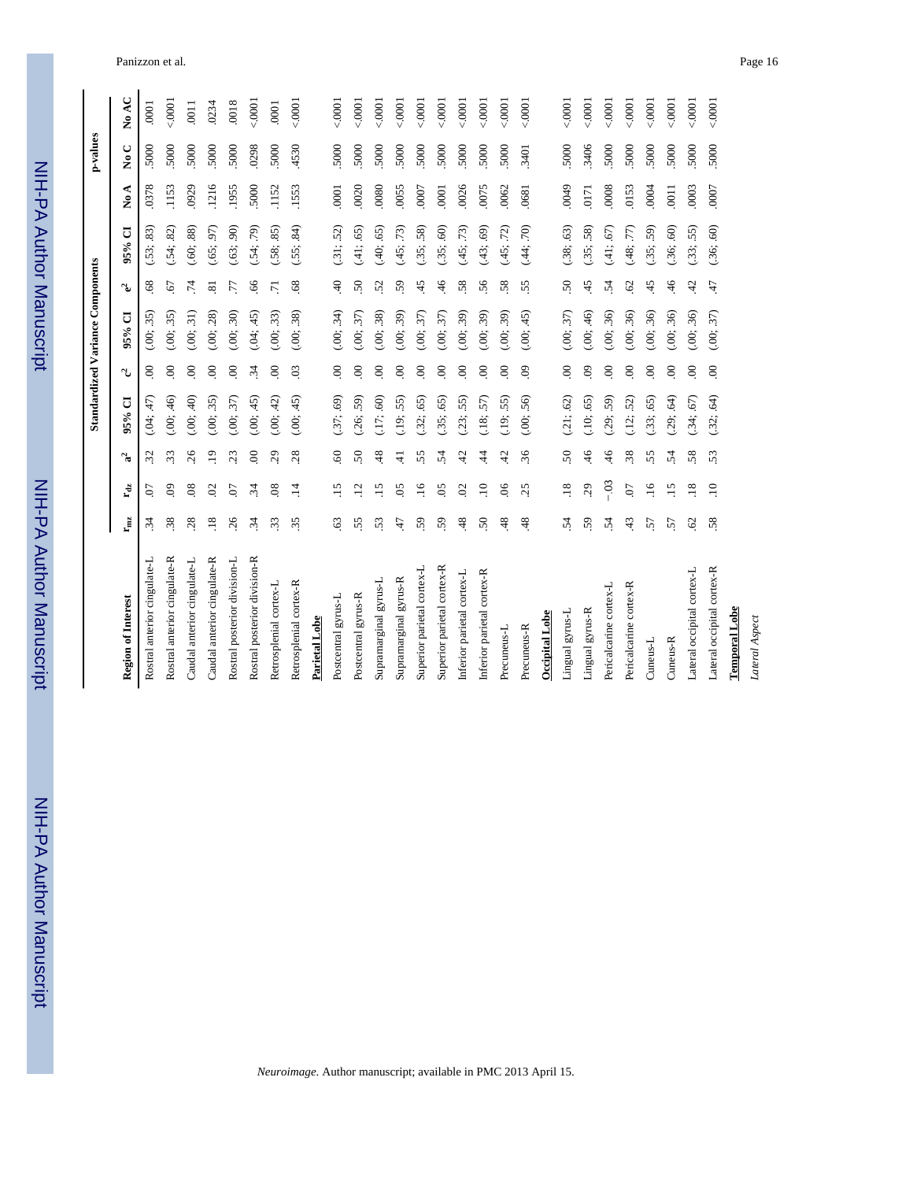| Region of Interest | $r_{mz}$ | $r_{dz}$ | Standardized Variance Components | | | | | | p-values | | |
|---|---|---|---|---|---|---|---|---|---|---|---|
| | | | $a^2$ | 95% CI | $c^2$ | 95% CI | $e^2$ | 95% CI | No A | No C | No AC |
| Rostral anterior cingulate-L | .34 | .07 | .32 | (.04; .47) | .00 | (.00; .35) | .68 | (.53; .83) | .0378 | .5000 | .0001 |
| Rostral anterior cingulate-R | .38 | .09 | .33 | (.00; .46) | .00 | (.00; .35) | .67 | (.54; .82) | .1153 | .5000 | <.0001 |
| Caudal anterior cingulate-L | .28 | .08 | .26 | (.00; .40) | .00 | (.00; .31) | .74 | (.60; .88) | .0929 | .5000 | .0011 |
| Caudal anterior cingulate-R | .18 | .02 | .19 | (.00; .35) | .00 | (.00; .28) | .81 | (.65; .97) | .1216 | .5000 | .0234 |
| Rostral posterior division-L | .26 | .07 | .23 | (.00; .37) | .00 | (.00; .30) | .77 | (.63; .90) | .1955 | .5000 | .0018 |
| Rostral posterior division-R | .34 | .34 | .00 | (.00; .45) | .34 | (.04; .45) | .66 | (.54; .79) | .5000 | .0298 | <.0001 |
| Retrosplenial cortex-L | .33 | .08 | .29 | (.00; .42) | .00 | (.00; .33) | .71 | (.58; .85) | .1152 | .5000 | .0001 |
| Retrosplenial cortex-R | .35 | .14 | .28 | (.00; .45) | .03 | (.00; .38) | .68 | (.55; .84) | .1553 | .4530 | <.0001 |
| **Parietal Lobe** | | | | | | | | | | | |
| Postcentral gyrus-L | .63 | .15 | .60 | (.37; .69) | .00 | (.00; .34) | .40 | (.31; .52) | .0001 | .5000 | <.0001 |
| Postcentral gyrus-R | .55 | .12 | .50 | (.26; .59) | .00 | (.00; .37) | .50 | (.41; .65) | .0020 | .5000 | <.0001 |
| Supramarginal gyrus-L | .53 | .15 | .48 | (.17; .60) | .00 | (.00; .38) | .52 | (.40; .65) | .0080 | .5000 | <.0001 |
| Supramarginal gyrus-R | .47 | .05 | .41 | (.19; .55) | .00 | (.00; .39) | .59 | (.45; .73) | .0055 | .5000 | <.0001 |
| Superior parietal cortex-L | .59 | .16 | .55 | (.32; .65) | .00 | (.00; .37) | .45 | (.35; .58) | .0007 | .5000 | <.0001 |
| Superior parietal cortex-R | .59 | .05 | .54 | (.35; .65) | .00 | (.00; .37) | .46 | (.35; .60) | .0001 | .5000 | <.0001 |
| Inferior parietal cortex-L | .48 | .02 | .42 | (.23; .55) | .00 | (.00; .39) | .58 | (.45; .73) | .0026 | .5000 | <.0001 |
| Inferior parietal cortex-R | .50 | .10 | .44 | (.18; .57) | .00 | (.00; .39) | .56 | (.43; .69) | .0075 | .5000 | <.0001 |
| Precuneus-L | .48 | .06 | .42 | (.19; .55) | .00 | (.00; .39) | .58 | (.45; .72) | .0062 | .5000 | <.0001 |
| Precuneus-R | .48 | .25 | .36 | (.00; .56) | .09 | (.00; .45) | .55 | (.44; .70) | .0681 | .3401 | <.0001 |
| **Occipital Lobe** | | | | | | | | | | | |
| Lingual gyrus-L | .54 | .18 | .50 | (.21; .62) | .00 | (.00; .37) | .50 | (.38; .63) | .0049 | .5000 | <.0001 |
| Lingual gyrus-R | .59 | .29 | .46 | (.10; .65) | .09 | (.00; .46) | .45 | (.35; .58) | .0171 | .3406 | <.0001 |
| Pericalcarine cortex-L | .54 | −.03 | .46 | (.29; .59) | .00 | (.00; .36) | .54 | (.41; .67) | .0008 | .5000 | <.0001 |
| Pericalcarine cortex-R | .43 | .07 | .38 | (.12; .52) | .00 | (.00; .36) | .62 | (.48; .77) | .0153 | .5000 | <.0001 |
| Cuneus-L | .57 | .16 | .55 | (.33; .65) | .00 | (.00; .36) | .45 | (.35; .59) | .0004 | .5000 | <.0001 |
| Cuneus-R | .57 | .15 | .54 | (.29; .64) | .00 | (.00; .36) | .46 | (.36; .60) | .0011 | .5000 | <.0001 |
| Lateral occipital cortex-L | .62 | .18 | .58 | (.34; .67) | .00 | (.00; .36) | .42 | (.33; .55) | .0003 | .5000 | <.0001 |
| Lateral occipital cortex-R | .58 | .10 | .53 | (.32; .64) | .00 | (.00; .37) | .47 | (.36; .60) | .0007 | .5000 | <.0001 |
| **Temporal Lobe** | | | | | | | | | | | |
| *Lateral Aspect* | | | | | | | | | | | |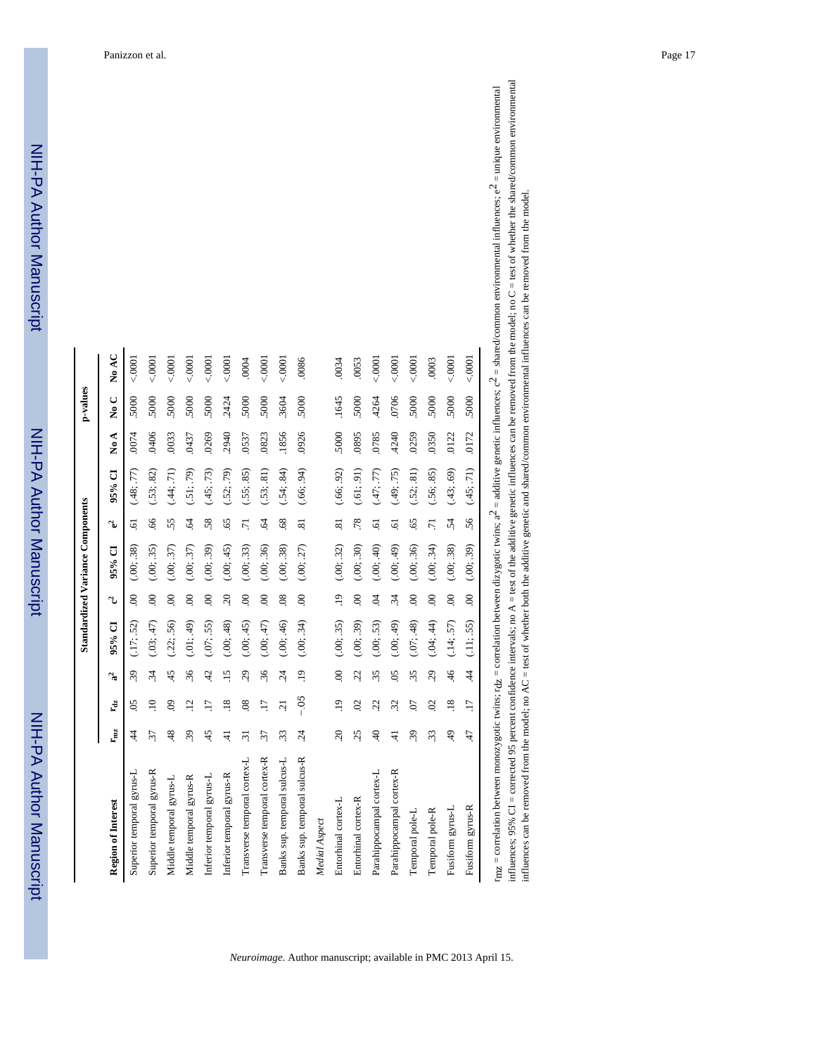| Region of Interest | $r_{mz}$ | $r_{dz}$ | Standardized Variance Components | | | | | | p-values | | |
|---|---|---|---|---|---|---|---|---|---|---|---|
| | | | $a^2$ | 95% CI | $c^2$ | 95% CI | $e^2$ | 95% CI | No A | No C | No AC |
| Superior temporal gyrus-L | .44 | .05 | .39 | (.17; .52) | .00 | (.00; .38) | .61 | (.48; .77) | .0074 | .5000 | <.0001 |
| Superior temporal gyrus-R | .37 | .10 | .34 | (.03; .47) | .00 | (.00; .35) | .66 | (.53; .82) | .0406 | .5000 | <.0001 |
| Middle temporal gyrus-L | .48 | .09 | .45 | (.22; .56) | .00 | (.00; .37) | .55 | (.44; .71) | .0033 | .5000 | <.0001 |
| Middle temporal gyrus-R | .39 | .12 | .36 | (.01; .49) | .00 | (.00; .37) | .64 | (.51; .79) | .0437 | .5000 | <.0001 |
| Inferior temporal gyrus-L | .45 | .17 | .42 | (.07; .55) | .00 | (.00; .39) | .58 | (.45; .73) | .0269 | .5000 | <.0001 |
| Inferior temporal gyrus-R | .41 | .18 | .15 | (.00; .48) | .20 | (.00; .45) | .65 | (.52; .79) | .2940 | .2424 | <.0001 |
| Transverse temporal cortex-L | .31 | .08 | .29 | (.00; .45) | .00 | (.00; .33) | .71 | (.55; .85) | .0537 | .5000 | .0004 |
| Transverse temporal cortex-R | .37 | .17 | .36 | (.00; .47) | .00 | (.00; .36) | .64 | (.53; .81) | .0823 | .5000 | <.0001 |
| Banks sup. temporal sulcus-L | .33 | .21 | .24 | (.00; .46) | .08 | (.00; .38) | .68 | (.54; .84) | .1856 | .3604 | <.0001 |
| Banks sup. temporal sulcus-R | .24 | −.05 | .19 | (.00; .34) | .00 | (.00; .27) | .81 | (.66; .94) | .0926 | .5000 | .0086 |
| *Medial Aspect* | | | | | | | | | | | |
| Entorhinal cortex-L | .20 | .19 | .00 | (.00; .35) | .19 | (.00; .32) | .81 | (.66; .92) | .5000 | .1645 | .0034 |
| Entorhinal cortex-R | .25 | .02 | .22 | (.00; .39) | .00 | (.00; .30) | .78 | (.61; .91) | .0895 | .5000 | .0053 |
| Parahippocampal cortex-L | .40 | .22 | .35 | (.00; .53) | .04 | (.00; .40) | .61 | (.47; .77) | .0785 | .4264 | <.0001 |
| Parahippocampal cortex-R | .41 | .32 | .05 | (.00; .49) | .34 | (.00; .49) | .61 | (.49; .75) | .4240 | .0706 | <.0001 |
| Temporal pole-L | .39 | .07 | .35 | (.07; .48) | .00 | (.00; .36) | .65 | (.52; .81) | .0259 | .5000 | <.0001 |
| Temporal pole-R | .33 | .02 | .29 | (.04; .44) | .00 | (.00; .34) | .71 | (.56; .85) | .0350 | .5000 | .0003 |
| Fusiform gyrus-L | .49 | .18 | .46 | (.14; .57) | .00 | (.00; .38) | .54 | (.43; .69) | .0122 | .5000 | <.0001 |
| Fusiform gyrus-R | .47 | .17 | .44 | (.11; .55) | .00 | (.00; .39) | .56 | (.45; .71) | .0172 | .5000 | <.0001 |

$r_{mz}$ = correlation between monozygotic twins; $r_{dz}$ = correlation between dizygotic twins; $a^2$ = additive genetic influences; $c^2$ = shared/common environmental influences; $e^2$ = unique environmental influences; 95% CI = corrected 95 percent confidence intervals; no A = test of the additive genetic influences can be removed from the model; no C = test of whether the shared/common environmental influences can be removed from the model; no AC = test of whether both the additive genetic and shared/common environmental influences can be removed from the model.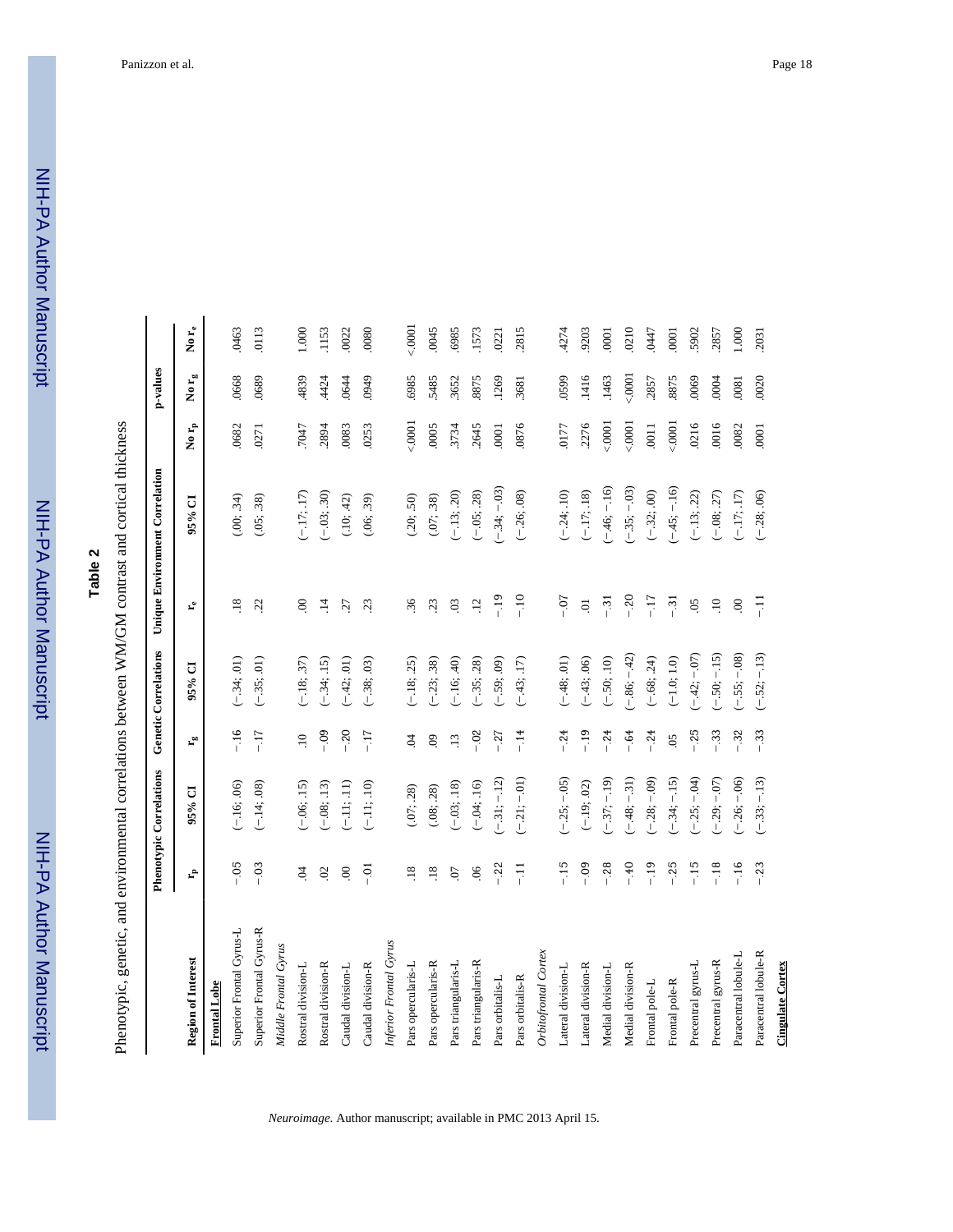**Table 2**

Phenotypic, genetic, and environmental correlations between WM/GM contrast and cortical thickness

| Region of Interest | Phenotypic Correlations | | Genetic Correlations | | Unique Environment Correlation | | p-values | | |
|---|---|---|---|---|---|---|---|---|---|
| | $r_p$ | 95% CI | $r_g$ | 95% CI | $r_e$ | 95% CI | No $r_p$ | No $r_g$ | No $r_e$ |
| **Frontal Lobe** | | | | | | | | | |
| Superior Frontal Gyrus-L | −.05 | (−.16; .06) | −.16 | (−.34; .01) | .18 | (.00; .34) | .0682 | .0668 | .0463 |
| Superior Frontal Gyrus-R | −.03 | (−.14; .08) | −.17 | (−.35; .01) | .22 | (.05; .38) | .0271 | .0689 | .0113 |
| *Middle Frontal Gyrus* | | | | | | | | | |
| Rostral division-L | .04 | (−.06; .15) | .10 | (−.18; .37) | .00 | (−.17; .17) | .7047 | .4839 | 1.000 |
| Rostral division-R | .02 | (−.08; .13) | −.09 | (−.34; .15) | .14 | (−.03; .30) | .2894 | .4424 | .1153 |
| Caudal division-L | .00 | (−.11; .11) | −.20 | (−.42; .01) | .27 | (.10; .42) | .0083 | .0644 | .0022 |
| Caudal division-R | −.01 | (−.11; .10) | −.17 | (−.38; .03) | .23 | (.06; .39) | .0253 | .0949 | .0080 |
| *Inferior Frontal Gyrus* | | | | | | | | | |
| Pars opercularis-L | .18 | (.07; .28) | .04 | (−.18; .25) | .36 | (.20; .50) | <.0001 | .6985 | <.0001 |
| Pars opercularis-R | .18 | (.08; .28) | .09 | (−.23; .38) | .23 | (.07; .38) | .0005 | .5485 | .0045 |
| Pars triangularis-L | .07 | (−.03; .18) | .13 | (−.16; .40) | .03 | (−.13; .20) | .3734 | .3652 | .6985 |
| Pars triangularis-R | .06 | (−.04; .16) | −.02 | (−.35; .28) | .12 | (−.05; .28) | .2645 | .8875 | .1573 |
| Pars orbitalis-L | −.22 | (−.31; −.12) | −.27 | (−.59; .09) | −.19 | (−.34; −.03) | .0001 | .1269 | .0221 |
| Pars orbitalis-R | −.11 | (−.21; −.01) | −.14 | (−.43; .17) | −.10 | (−.26; .08) | .0876 | .3681 | .2815 |
| *Orbitofrontal Cortex* | | | | | | | | | |
| Lateral division-L | −.15 | (−.25; −.05) | −.24 | (−.48; .01) | −.07 | (−.24; .10) | .0177 | .0599 | .4274 |
| Lateral division-R | −.09 | (−.19; .02) | −.19 | (−.43; .06) | .01 | (−.17; .18) | .2276 | .1416 | .9203 |
| Medial division-L | −.28 | (−.37; −.19) | −.24 | (−.50; .10) | −.31 | (−.46; −.16) | <.0001 | .1463 | .0001 |
| Medial division-R | −.40 | (−.48; −.31) | −.64 | (−.86; −.42) | −.20 | (−.35; −.03) | <.0001 | <.0001 | .0210 |
| Frontal pole-L | −.19 | (−.28; −.09) | −.24 | (−.68; .24) | −.17 | (−.32; .00) | .0011 | .2857 | .0447 |
| Frontal pole-R | −.25 | (−.34; −.15) | .05 | (−1.0; 1.0) | −.31 | (−.45; −.16) | <.0001 | .8875 | .0001 |
| Precentral gyrus-L | −.15 | (−.25; −.04) | −.25 | (−.42; −.07) | .05 | (−.13; .22) | .0216 | .0069 | .5902 |
| Precentral gyrus-R | −.18 | (−.29; −.07) | −.33 | (−.50; −.15) | .10 | (−.08; .27) | .0016 | .0004 | .2857 |
| Paracentral lobule-L | −.16 | (−.26; −.06) | −.32 | (−.55; −.08) | .00 | (−.17; .17) | .0082 | .0081 | 1.000 |
| Paracentral lobule-R | −.23 | (−.33; −.13) | −.33 | (−.52; −.13) | −.11 | (−.28; .06) | .0001 | .0020 | .2031 |
| **Cingulate Cortex** | | | | | | | | | |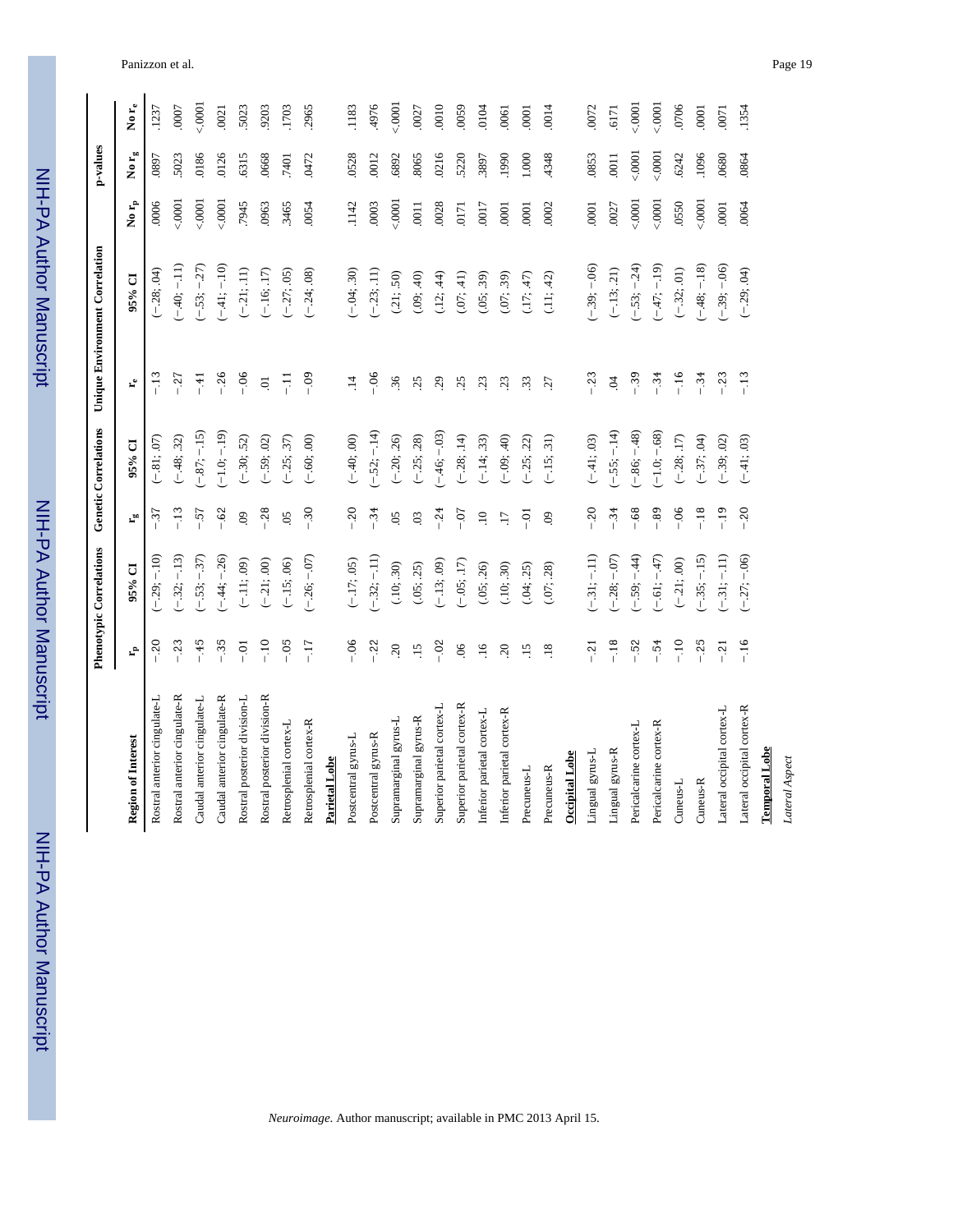| Region of Interest | Phenotypic Correlations | | Genetic Correlations | | Unique Environment Correlation | | p-values | | |
|---|---|---|---|---|---|---|---|---|---|
| | $r_p$ | 95% CI | $r_g$ | 95% CI | $r_e$ | 95% CI | No $r_p$ | No $r_g$ | No $r_e$ |
| Rostral anterior cingulate-L | −.20 | (−.29; −.10) | −.37 | (−.81; .07) | −.13 | (−.28; .04) | .0006 | .0897 | .1237 |
| Rostral anterior cingulate-R | −.23 | (−.32; −.13) | −.13 | (−.48; .32) | −.27 | (−.40; −.11) | <.0001 | .5023 | .0007 |
| Caudal anterior cingulate-L | −.45 | (−.53; −.37) | −.57 | (−.87; −.15) | −.41 | (−.53; −.27) | <.0001 | .0186 | <.0001 |
| Caudal anterior cingulate-R | −.35 | (−.44; −.26) | −.62 | (−1.0; −.19) | −.26 | (−.41; −.10) | <.0001 | .0126 | .0021 |
| Rostral posterior division-L | −.01 | (−.11; .09) | .09 | (−.30; .52) | −.06 | (−.21; .11) | .7945 | .6315 | .5023 |
| Rostral posterior division-R | −.10 | (−.21; .00) | −.28 | (−.59; .02) | .01 | (−.16; .17) | .0963 | .0668 | .9203 |
| Retrosplenial cortex-L | −.05 | (−.15; .06) | .05 | (−.25; .37) | −.11 | (−.27; .05) | .3465 | .7401 | .1703 |
| Retrosplenial cortex-R | −.17 | (−.26; −.07) | −.30 | (−.60; .00) | −.09 | (−.24; .08) | .0054 | .0472 | .2965 |
| **Parietal Lobe** | | | | | | | | | |
| Postcentral gyrus-L | −.06 | (−.17; .05) | −.20 | (−.40; .00) | .14 | (−.04; .30) | .1142 | .0528 | .1183 |
| Postcentral gyrus-R | −.22 | (−.32; −.11) | −.34 | (−.52; −.14) | −.06 | (−.23; .11) | .0003 | .0012 | .4976 |
| Supramarginal gyrus-L | .20 | (.10; .30) | .05 | (−.20; .26) | .36 | (.21; .50) | <.0001 | .6892 | <.0001 |
| Supramarginal gyrus-R | .15 | (.05; .25) | .03 | (−.25; .28) | .25 | (.09; .40) | .0011 | .8065 | .0027 |
| Superior parietal cortex-L | −.02 | (−.13; .09) | −.24 | (−.46; −.03) | .29 | (.12; .44) | .0028 | .0216 | .0010 |
| Superior parietal cortex-R | .06 | (−.05; .17) | −.07 | (−.28; .14) | .25 | (.07; .41) | .0171 | .5220 | .0059 |
| Inferior parietal cortex-L | .16 | (.05; .26) | .10 | (−.14; .33) | .23 | (.05; .39) | .0017 | .3897 | .0104 |
| Inferior parietal cortex-R | .20 | (.10; .30) | .17 | (−.09; .40) | .23 | (.07; .39) | .0001 | .1990 | .0061 |
| Precuneus-L | .15 | (.04; .25) | −.01 | (−.25; .22) | .33 | (.17; .47) | .0001 | 1.000 | .0001 |
| Precuneus-R | .18 | (.07; .28) | .09 | (−.15; .31) | .27 | (.11; .42) | .0002 | .4348 | .0014 |
| **Occipital Lobe** | | | | | | | | | |
| Lingual gyrus-L | −.21 | (−.31; −.11) | −.20 | (−.41; .03) | −.23 | (−.39; −.06) | .0001 | .0853 | .0072 |
| Lingual gyrus-R | −.18 | (−.28; −.07) | −.34 | (−.55; −.14) | .04 | (−.13; .21) | .0027 | .0011 | .6171 |
| Pericalcarine cortex-L | −.52 | (−.59; −.44) | −.68 | (−.86; −.48) | −.39 | (−.53; −.24) | <.0001 | <.0001 | <.0001 |
| Pericalcarine cortex-R | −.54 | (−.61; −.47) | −.89 | (−1.0; −.68) | −.34 | (−.47; −.19) | <.0001 | <.0001 | <.0001 |
| Cuneus-L | −.10 | (−.21; .00) | −.06 | (−.28; .17) | −.16 | (−.32; .01) | .0550 | .6242 | .0706 |
| Cuneus-R | −.25 | (−.35; −.15) | −.18 | (−.37; .04) | −.34 | (−.48; −.18) | <.0001 | .1096 | .0001 |
| Lateral occipital cortex-L | −.21 | (−.31; −.11) | −.19 | (−.39; .02) | −.23 | (−.39; −.06) | .0001 | .0680 | .0071 |
| Lateral occipital cortex-R | −.16 | (−.27; −.06) | −.20 | (−.41; .03) | −.13 | (−.29; .04) | .0064 | .0864 | .1354 |
| **Temporal Lobe** | | | | | | | | | |
| *Lateral Aspect* | | | | | | | | | |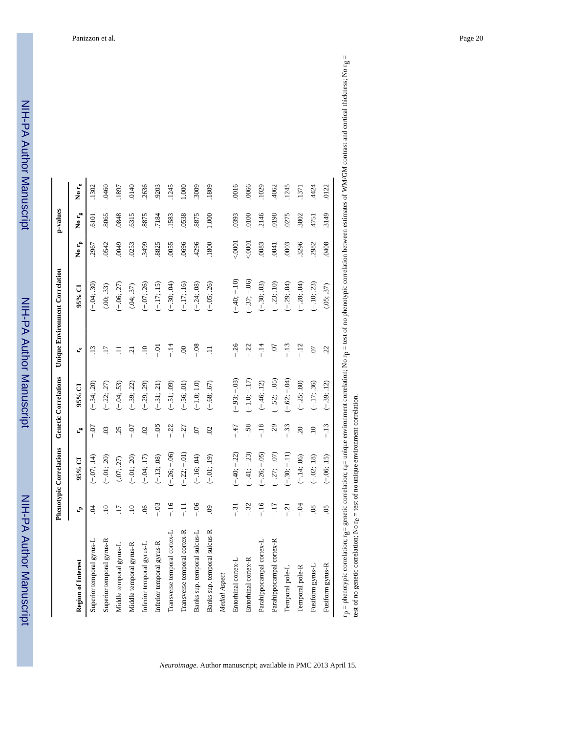| Region of Interest | Phenotypic Correlations | | Genetic Correlations | | Unique Environment Correlation | | p-values | | |
|---|---|---|---|---|---|---|---|---|---|
| | $r_p$ | 95% CI | $r_g$ | 95% CI | $r_e$ | 95% CI | No $r_p$ | No $r_g$ | No $r_e$ |
| Superior temporal gyrus-L | .04 | (−.07; .14) | −.07 | (−.34; .20) | .13 | (−.04; .30) | .2967 | .6101 | .1302 |
| Superior temporal gyrus-R | .10 | (−.01; .20) | .03 | (−.22; .27) | .17 | (.00; .33) | .0542 | .8065 | .0460 |
| Middle temporal gyrus-L | .17 | (.07; .27) | .25 | (−.04; .53) | .11 | (−.06; .27) | .0049 | .0848 | .1897 |
| Middle temporal gyrus-R | .10 | (−.01; .20) | −.07 | (−.39; .22) | .21 | (.04; .37) | .0253 | .6315 | .0140 |
| Inferior temporal gyrus-L | .06 | (−.04; .17) | .02 | (−.29; .29) | .10 | (−.07; .26) | .3499 | .8875 | .2636 |
| Inferior temporal gyrus-R | −.03 | (−.13; .08) | −.05 | (−.31; .21) | −.01 | (−.17; .15) | .8825 | .7184 | .9203 |
| Transverse temporal cortex-L | −.16 | (−.26; −.06) | −.22 | (−.51; .09) | −.14 | (−.30; .04) | .0055 | .1583 | .1245 |
| Transverse temporal cortex-R | −.11 | (−.22; −.01) | −.27 | (−.56; .01) | .00 | (−.17; .16) | .0696 | .0538 | 1.000 |
| Banks sup. temporal sulcus-L | −.06 | (−.16; .04) | .07 | (−1.0; 1.0) | −.08 | (−.24; .08) | .4296 | .8875 | .3009 |
| Banks sup. temporal sulcus-R | .09 | (−.01; .19) | .02 | (−.68; .67) | .11 | (−.05; .26) | .1800 | 1.000 | .1809 |
| *Medial Aspect* | | | | | | | | | |
| Entorhinal cortex-L | −.31 | (−.40; −.22) | −.47 | (−.93; −.03) | −.26 | (−.40; −.10) | <.0001 | .0393 | .0016 |
| Entorhinal cortex-R | −.32 | (−.41; −.23) | −.58 | (−1.0; −.17) | −.22 | (−.37; −.06) | <.0001 | .0100 | .0066 |
| Parahippocampal cortex-L | −.16 | (−.26; −.05) | −.18 | (−.46; .12) | −.14 | (−.30; .03) | .0083 | .2146 | .1029 |
| Parahippocampal cortex-R | −.17 | (−.27; −.07) | −.29 | (−.52; −.05) | −.07 | (−.23; .10) | .0041 | .0198 | .4062 |
| Temporal pole-L | −.21 | (−.30; −.11) | −.33 | (−.62; −.04) | −.13 | (−.29; .04) | .0003 | .0275 | .1245 |
| Temporal pole-R | −.04 | (−.14; .06) | .20 | (−.25; .80) | −.12 | (−.28; .04) | .3296 | .3802 | .1371 |
| Fusiform gyrus-L | .08 | (−.02; .18) | .10 | (−.17; .36) | .07 | (−.10; .23) | .2982 | .4751 | .4424 |
| Fusiform gyrus-R | .05 | (−.06; .15) | −.13 | (−.39; .12) | .22 | (.05; .37) | .0408 | .3149 | .0122 |

$r_p$ = phenotypic correlation; $r_g$= genetic correlation; $r_e$= unique environment correlation; No $r_p$ = test of no phenotypic correlation between estimates of WM/GM contrast and cortical thickness; No $r_g$ = test of no genetic correlation; No $r_e$ = test of no unique environment correlation.